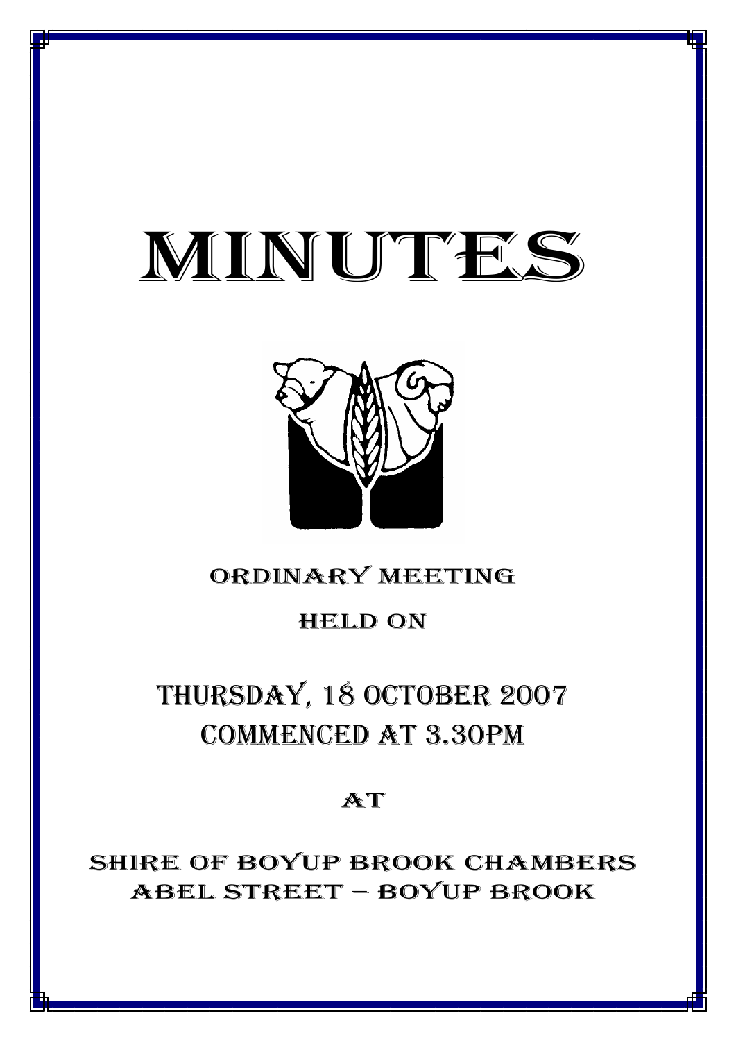# MINUTES

ORDINARY MEETING

HELD ON

## THURSDAY, 18 OCTOBER 2007
## COMMENCED AT 3.30PM

AT

SHIRE OF BOYUP BROOK CHAMBERS
ABEL STREET – BOYUP BROOK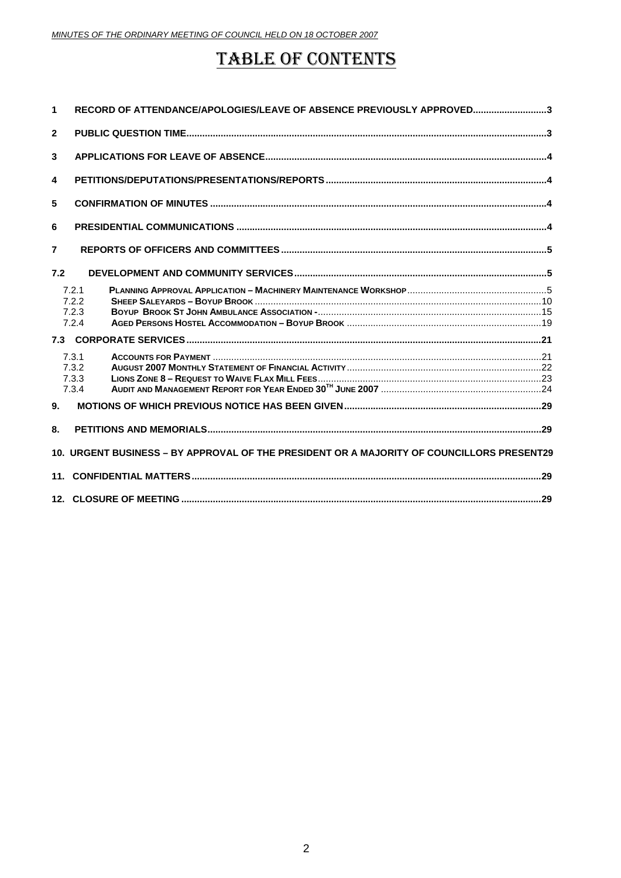# TABLE OF CONTENTS

1 RECORD OF ATTENDANCE/APOLOGIES/LEAVE OF ABSENCE PREVIOUSLY APPROVED...........................3

2 PUBLIC QUESTION TIME.......................................................................................................................3

3 APPLICATIONS FOR LEAVE OF ABSENCE.........................................................................................4

4 PETITIONS/DEPUTATIONS/PRESENTATIONS/REPORTS..................................................................4

5 CONFIRMATION OF MINUTES .............................................................................................................4

6 PRESIDENTIAL COMMUNICATIONS ....................................................................................................4

7 REPORTS OF OFFICERS AND COMMITTEES...................................................................................5

7.2 DEVELOPMENT AND COMMUNITY SERVICES..............................................................................5

- 7.2.1 PLANNING APPROVAL APPLICATION – MACHINERY MAINTENANCE WORKSHOP....................................................5
- 7.2.2 SHEEP SALEYARDS – BOYUP BROOK ............................................................................................................10
- 7.2.3 BOYUP BROOK ST JOHN AMBULANCE ASSOCIATION -....................................................................................15
- 7.2.4 AGED PERSONS HOSTEL ACCOMMODATION – BOYUP BROOK .........................................................................19

7.3 CORPORATE SERVICES.....................................................................................................................21

- 7.3.1 ACCOUNTS FOR PAYMENT ............................................................................................................................21
- 7.3.2 AUGUST 2007 MONTHLY STATEMENT OF FINANCIAL ACTIVITY.........................................................................22
- 7.3.3 LIONS ZONE 8 – REQUEST TO WAIVE FLAX MILL FEES....................................................................................23
- 7.3.4 AUDIT AND MANAGEMENT REPORT FOR YEAR ENDED 30TH JUNE 2007 .............................................................24

9. MOTIONS OF WHICH PREVIOUS NOTICE HAS BEEN GIVEN..........................................................................29

8. PETITIONS AND MEMORIALS.............................................................................................................29

10. URGENT BUSINESS – BY APPROVAL OF THE PRESIDENT OR A MAJORITY OF COUNCILLORS PRESENT29

11. CONFIDENTIAL MATTERS...................................................................................................................29

12. CLOSURE OF MEETING ......................................................................................................................29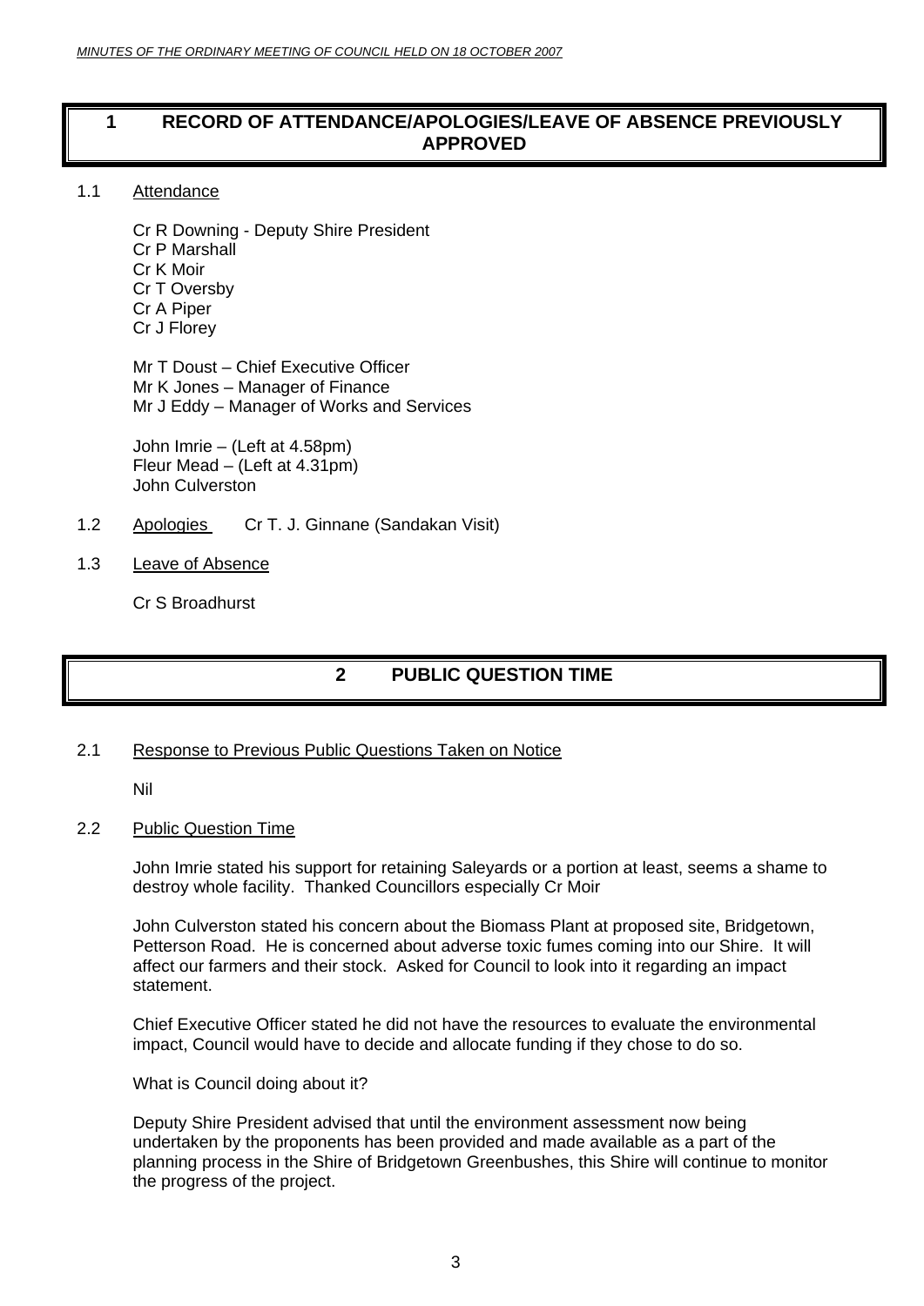# 1 RECORD OF ATTENDANCE/APOLOGIES/LEAVE OF ABSENCE PREVIOUSLY APPROVED

1.1 Attendance

Cr R Downing - Deputy Shire President
Cr P Marshall
Cr K Moir
Cr T Oversby
Cr A Piper
Cr J Florey

Mr T Doust – Chief Executive Officer
Mr K Jones – Manager of Finance
Mr J Eddy – Manager of Works and Services

John Imrie – (Left at 4.58pm)
Fleur Mead – (Left at 4.31pm)
John Culverston

1.2 Apologies Cr T. J. Ginnane (Sandakan Visit)

1.3 Leave of Absence

Cr S Broadhurst

# 2 PUBLIC QUESTION TIME

2.1 Response to Previous Public Questions Taken on Notice

Nil

2.2 Public Question Time

John Imrie stated his support for retaining Saleyards or a portion at least, seems a shame to destroy whole facility. Thanked Councillors especially Cr Moir

John Culverston stated his concern about the Biomass Plant at proposed site, Bridgetown, Petterson Road. He is concerned about adverse toxic fumes coming into our Shire. It will affect our farmers and their stock. Asked for Council to look into it regarding an impact statement.

Chief Executive Officer stated he did not have the resources to evaluate the environmental impact, Council would have to decide and allocate funding if they chose to do so.

What is Council doing about it?

Deputy Shire President advised that until the environment assessment now being undertaken by the proponents has been provided and made available as a part of the planning process in the Shire of Bridgetown Greenbushes, this Shire will continue to monitor the progress of the project.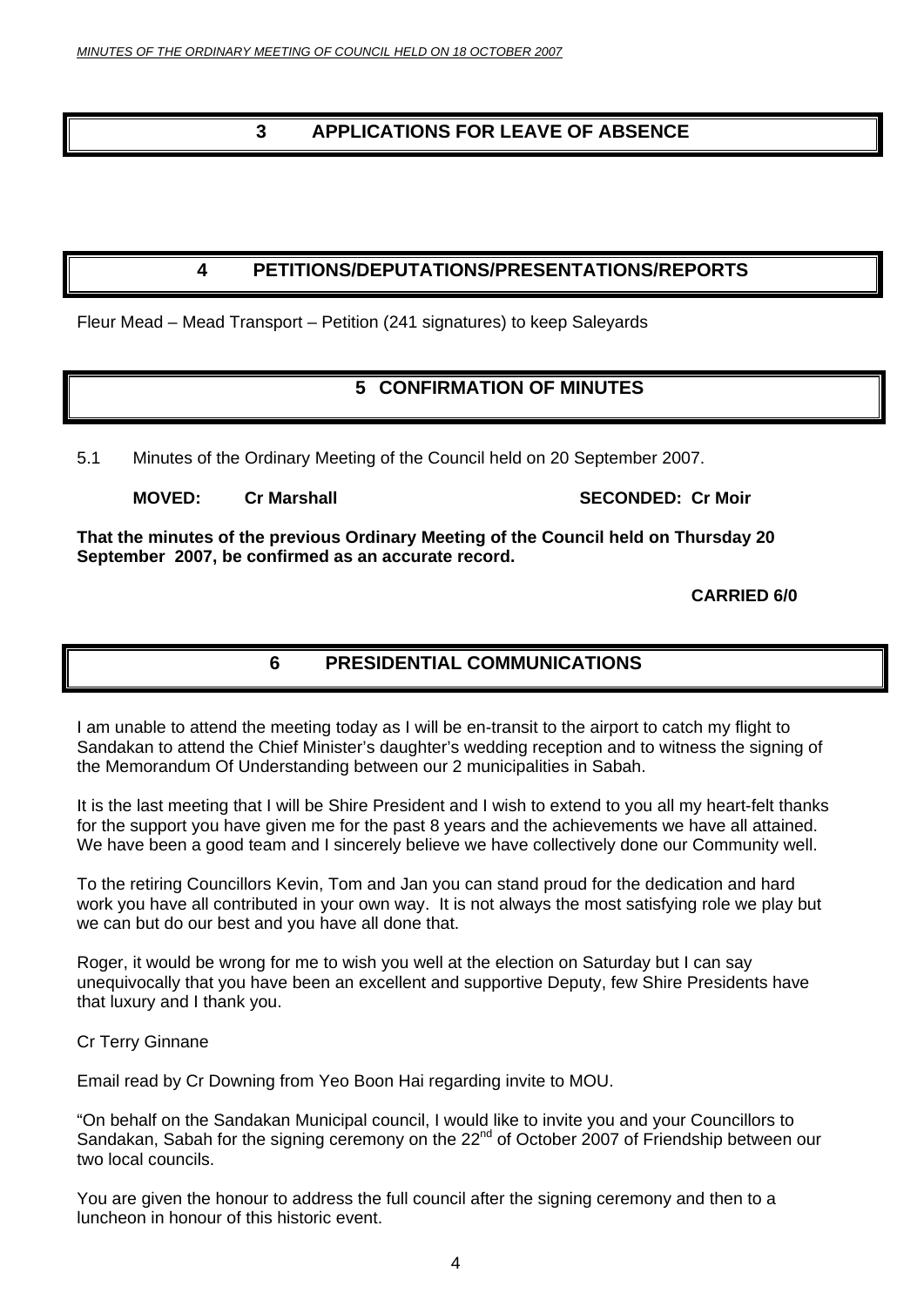## 3 APPLICATIONS FOR LEAVE OF ABSENCE

## 4 PETITIONS/DEPUTATIONS/PRESENTATIONS/REPORTS

Fleur Mead – Mead Transport – Petition (241 signatures) to keep Saleyards

## 5 CONFIRMATION OF MINUTES

5.1 Minutes of the Ordinary Meeting of the Council held on 20 September 2007.

**MOVED: Cr Marshall SECONDED: Cr Moir**

**That the minutes of the previous Ordinary Meeting of the Council held on Thursday 20 September 2007, be confirmed as an accurate record.**

**CARRIED 6/0**

## 6 PRESIDENTIAL COMMUNICATIONS

I am unable to attend the meeting today as I will be en-transit to the airport to catch my flight to Sandakan to attend the Chief Minister's daughter's wedding reception and to witness the signing of the Memorandum Of Understanding between our 2 municipalities in Sabah.

It is the last meeting that I will be Shire President and I wish to extend to you all my heart-felt thanks for the support you have given me for the past 8 years and the achievements we have all attained. We have been a good team and I sincerely believe we have collectively done our Community well.

To the retiring Councillors Kevin, Tom and Jan you can stand proud for the dedication and hard work you have all contributed in your own way. It is not always the most satisfying role we play but we can but do our best and you have all done that.

Roger, it would be wrong for me to wish you well at the election on Saturday but I can say unequivocally that you have been an excellent and supportive Deputy, few Shire Presidents have that luxury and I thank you.

Cr Terry Ginnane

Email read by Cr Downing from Yeo Boon Hai regarding invite to MOU.

"On behalf on the Sandakan Municipal council, I would like to invite you and your Councillors to Sandakan, Sabah for the signing ceremony on the 22nd of October 2007 of Friendship between our two local councils.

You are given the honour to address the full council after the signing ceremony and then to a luncheon in honour of this historic event.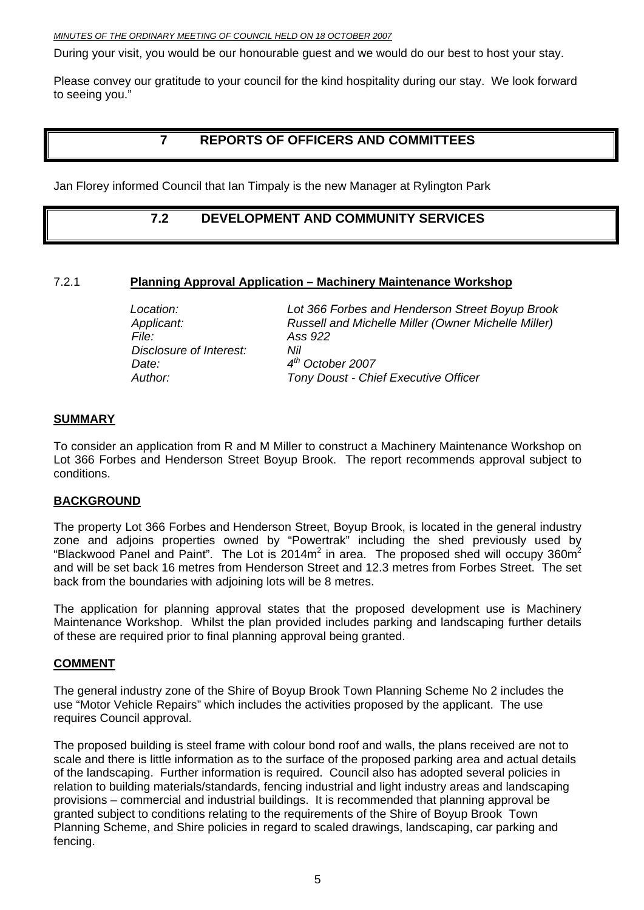During your visit, you would be our honourable guest and we would do our best to host your stay.

Please convey our gratitude to your council for the kind hospitality during our stay. We look forward to seeing you."

# 7 REPORTS OF OFFICERS AND COMMITTEES

Jan Florey informed Council that Ian Timpaly is the new Manager at Rylington Park

## 7.2 DEVELOPMENT AND COMMUNITY SERVICES

### 7.2.1 Planning Approval Application – Machinery Maintenance Workshop

| | |
|---|---|
| *Location:* | *Lot 366 Forbes and Henderson Street Boyup Brook* |
| *Applicant:* | *Russell and Michelle Miller (Owner Michelle Miller)* |
| *File:* | *Ass 922* |
| *Disclosure of Interest:* | *Nil* |
| *Date:* | *4th October 2007* |
| *Author:* | *Tony Doust - Chief Executive Officer* |

**SUMMARY**

To consider an application from R and M Miller to construct a Machinery Maintenance Workshop on Lot 366 Forbes and Henderson Street Boyup Brook. The report recommends approval subject to conditions.

**BACKGROUND**

The property Lot 366 Forbes and Henderson Street, Boyup Brook, is located in the general industry zone and adjoins properties owned by "Powertrak" including the shed previously used by "Blackwood Panel and Paint". The Lot is 2014m$^2$ in area. The proposed shed will occupy 360m$^2$ and will be set back 16 metres from Henderson Street and 12.3 metres from Forbes Street. The set back from the boundaries with adjoining lots will be 8 metres.

The application for planning approval states that the proposed development use is Machinery Maintenance Workshop. Whilst the plan provided includes parking and landscaping further details of these are required prior to final planning approval being granted.

**COMMENT**

The general industry zone of the Shire of Boyup Brook Town Planning Scheme No 2 includes the use "Motor Vehicle Repairs" which includes the activities proposed by the applicant. The use requires Council approval.

The proposed building is steel frame with colour bond roof and walls, the plans received are not to scale and there is little information as to the surface of the proposed parking area and actual details of the landscaping. Further information is required. Council also has adopted several policies in relation to building materials/standards, fencing industrial and light industry areas and landscaping provisions – commercial and industrial buildings. It is recommended that planning approval be granted subject to conditions relating to the requirements of the Shire of Boyup Brook Town Planning Scheme, and Shire policies in regard to scaled drawings, landscaping, car parking and fencing.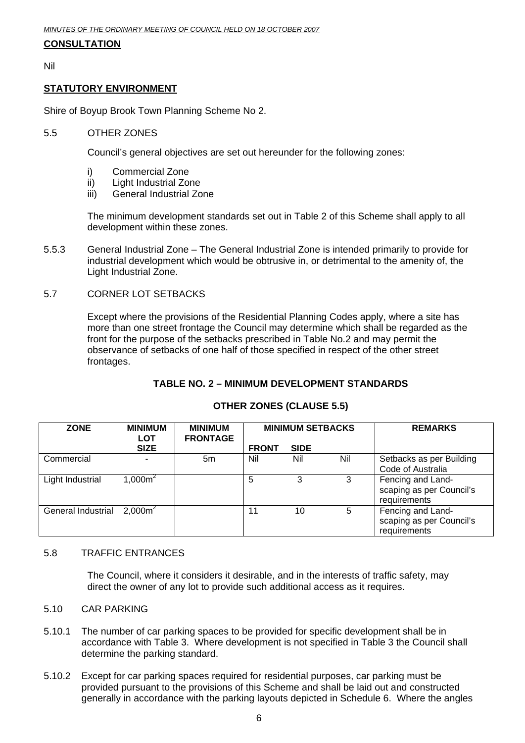**CONSULTATION**

Nil

**STATUTORY ENVIRONMENT**

Shire of Boyup Brook Town Planning Scheme No 2.

5.5 OTHER ZONES

Council's general objectives are set out hereunder for the following zones:

i) Commercial Zone
ii) Light Industrial Zone
iii) General Industrial Zone

The minimum development standards set out in Table 2 of this Scheme shall apply to all development within these zones.

5.5.3 General Industrial Zone – The General Industrial Zone is intended primarily to provide for industrial development which would be obtrusive in, or detrimental to the amenity of, the Light Industrial Zone.

5.7 CORNER LOT SETBACKS

Except where the provisions of the Residential Planning Codes apply, where a site has more than one street frontage the Council may determine which shall be regarded as the front for the purpose of the setbacks prescribed in Table No.2 and may permit the observance of setbacks of one half of those specified in respect of the other street frontages.

**TABLE NO. 2 – MINIMUM DEVELOPMENT STANDARDS**

**OTHER ZONES (CLAUSE 5.5)**

| ZONE | MINIMUM LOT SIZE | MINIMUM FRONTAGE | MINIMUM SETBACKS | | | REMARKS |
|---|---|---|---|---|---|---|
| | | | FRONT | SIDE | | |
| Commercial | - | 5m | Nil | Nil | Nil | Setbacks as per Building Code of Australia |
| Light Industrial | 1,000m$^2$ | | 5 | 3 | 3 | Fencing and Land-scaping as per Council's requirements |
| General Industrial | 2,000m$^2$ | | 11 | 10 | 5 | Fencing and Land-scaping as per Council's requirements |

5.8 TRAFFIC ENTRANCES

The Council, where it considers it desirable, and in the interests of traffic safety, may direct the owner of any lot to provide such additional access as it requires.

5.10 CAR PARKING

5.10.1 The number of car parking spaces to be provided for specific development shall be in accordance with Table 3. Where development is not specified in Table 3 the Council shall determine the parking standard.

5.10.2 Except for car parking spaces required for residential purposes, car parking must be provided pursuant to the provisions of this Scheme and shall be laid out and constructed generally in accordance with the parking layouts depicted in Schedule 6. Where the angles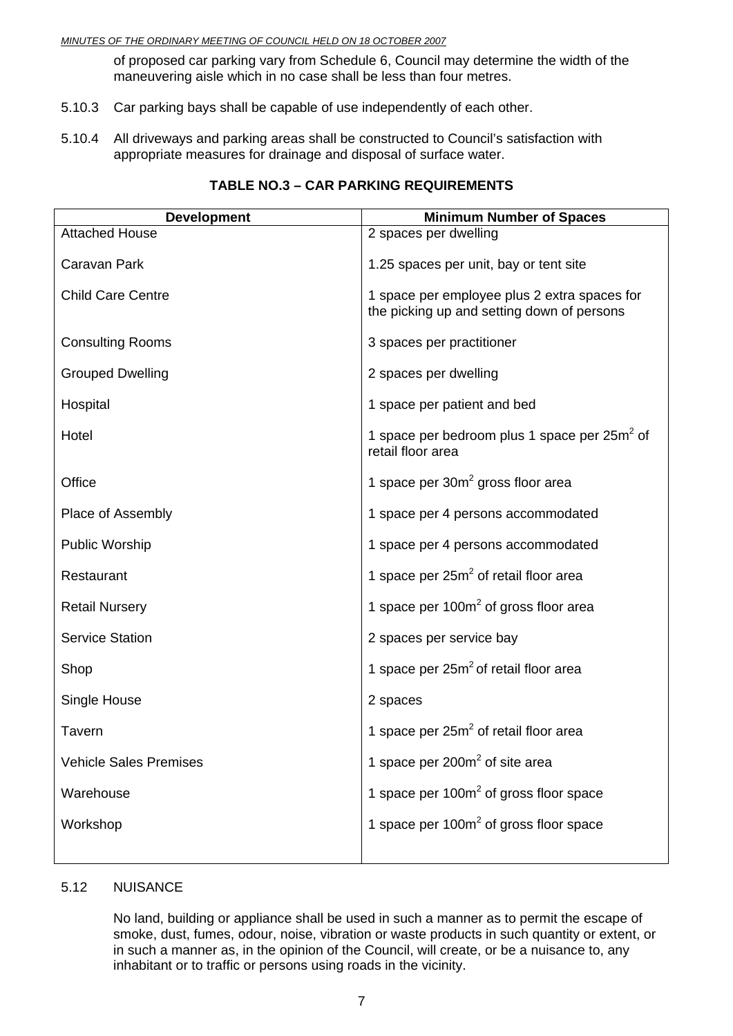of proposed car parking vary from Schedule 6, Council may determine the width of the maneuvering aisle which in no case shall be less than four metres.

5.10.3 Car parking bays shall be capable of use independently of each other.

5.10.4 All driveways and parking areas shall be constructed to Council's satisfaction with appropriate measures for drainage and disposal of surface water.

**TABLE NO.3 – CAR PARKING REQUIREMENTS**

| Development | Minimum Number of Spaces |
|---|---|
| Attached House | 2 spaces per dwelling |
| Caravan Park | 1.25 spaces per unit, bay or tent site |
| Child Care Centre | 1 space per employee plus 2 extra spaces for the picking up and setting down of persons |
| Consulting Rooms | 3 spaces per practitioner |
| Grouped Dwelling | 2 spaces per dwelling |
| Hospital | 1 space per patient and bed |
| Hotel | 1 space per bedroom plus 1 space per $25m^2$ of retail floor area |
| Office | 1 space per $30m^2$ gross floor area |
| Place of Assembly | 1 space per 4 persons accommodated |
| Public Worship | 1 space per 4 persons accommodated |
| Restaurant | 1 space per $25m^2$ of retail floor area |
| Retail Nursery | 1 space per $100m^2$ of gross floor area |
| Service Station | 2 spaces per service bay |
| Shop | 1 space per $25m^2$ of retail floor area |
| Single House | 2 spaces |
| Tavern | 1 space per $25m^2$ of retail floor area |
| Vehicle Sales Premises | 1 space per $200m^2$ of site area |
| Warehouse | 1 space per $100m^2$ of gross floor space |
| Workshop | 1 space per $100m^2$ of gross floor space |

5.12 NUISANCE

No land, building or appliance shall be used in such a manner as to permit the escape of smoke, dust, fumes, odour, noise, vibration or waste products in such quantity or extent, or in such a manner as, in the opinion of the Council, will create, or be a nuisance to, any inhabitant or to traffic or persons using roads in the vicinity.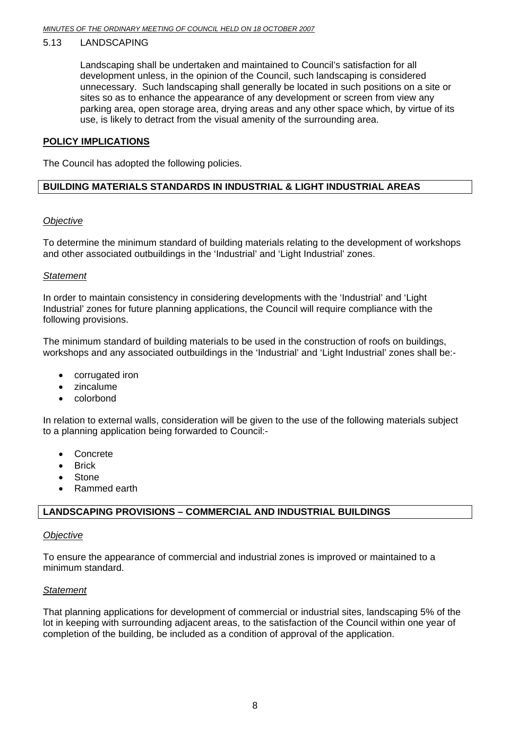### 5.13 LANDSCAPING

Landscaping shall be undertaken and maintained to Council's satisfaction for all development unless, in the opinion of the Council, such landscaping is considered unnecessary. Such landscaping shall generally be located in such positions on a site or sites so as to enhance the appearance of any development or screen from view any parking area, open storage area, drying areas and any other space which, by virtue of its use, is likely to detract from the visual amenity of the surrounding area.

## POLICY IMPLICATIONS

The Council has adopted the following policies.

### BUILDING MATERIALS STANDARDS IN INDUSTRIAL & LIGHT INDUSTRIAL AREAS

*Objective*

To determine the minimum standard of building materials relating to the development of workshops and other associated outbuildings in the 'Industrial' and 'Light Industrial' zones.

*Statement*

In order to maintain consistency in considering developments with the 'Industrial' and 'Light Industrial' zones for future planning applications, the Council will require compliance with the following provisions.

The minimum standard of building materials to be used in the construction of roofs on buildings, workshops and any associated outbuildings in the 'Industrial' and 'Light Industrial' zones shall be:-

- corrugated iron
- zincalume
- colorbond

In relation to external walls, consideration will be given to the use of the following materials subject to a planning application being forwarded to Council:-

- Concrete
- Brick
- Stone
- Rammed earth

### LANDSCAPING PROVISIONS – COMMERCIAL AND INDUSTRIAL BUILDINGS

*Objective*

To ensure the appearance of commercial and industrial zones is improved or maintained to a minimum standard.

*Statement*

That planning applications for development of commercial or industrial sites, landscaping 5% of the lot in keeping with surrounding adjacent areas, to the satisfaction of the Council within one year of completion of the building, be included as a condition of approval of the application.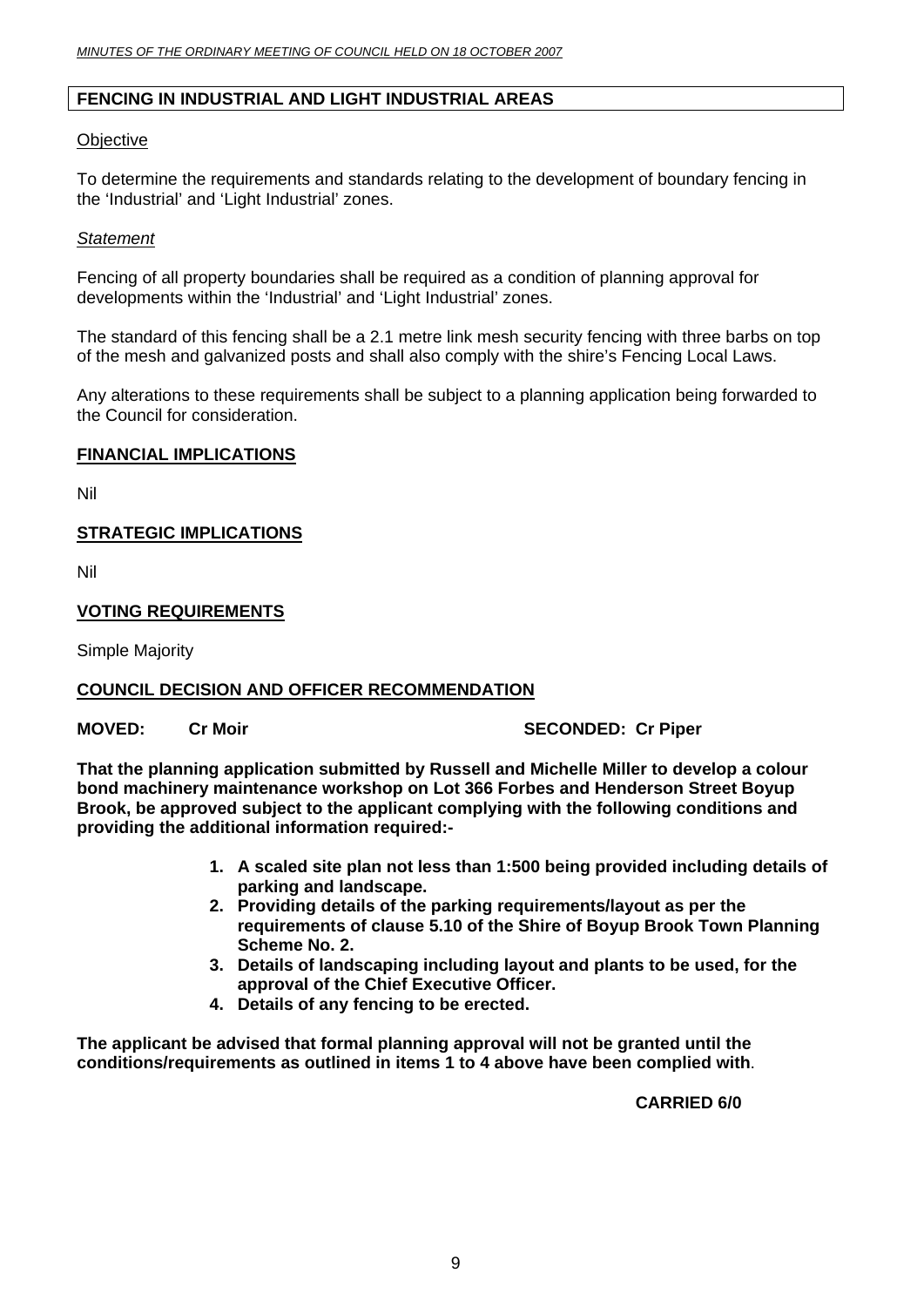## FENCING IN INDUSTRIAL AND LIGHT INDUSTRIAL AREAS

Objective

To determine the requirements and standards relating to the development of boundary fencing in the 'Industrial' and 'Light Industrial' zones.

*Statement*

Fencing of all property boundaries shall be required as a condition of planning approval for developments within the 'Industrial' and 'Light Industrial' zones.

The standard of this fencing shall be a 2.1 metre link mesh security fencing with three barbs on top of the mesh and galvanized posts and shall also comply with the shire's Fencing Local Laws.

Any alterations to these requirements shall be subject to a planning application being forwarded to the Council for consideration.

### FINANCIAL IMPLICATIONS

Nil

### STRATEGIC IMPLICATIONS

Nil

### VOTING REQUIREMENTS

Simple Majority

### COUNCIL DECISION AND OFFICER RECOMMENDATION

**MOVED: Cr Moir SECONDED: Cr Piper**

**That the planning application submitted by Russell and Michelle Miller to develop a colour bond machinery maintenance workshop on Lot 366 Forbes and Henderson Street Boyup Brook, be approved subject to the applicant complying with the following conditions and providing the additional information required:-**

1. **A scaled site plan not less than 1:500 being provided including details of parking and landscape.**
2. **Providing details of the parking requirements/layout as per the requirements of clause 5.10 of the Shire of Boyup Brook Town Planning Scheme No. 2.**
3. **Details of landscaping including layout and plants to be used, for the approval of the Chief Executive Officer.**
4. **Details of any fencing to be erected.**

**The applicant be advised that formal planning approval will not be granted until the conditions/requirements as outlined in items 1 to 4 above have been complied with**.

**CARRIED 6/0**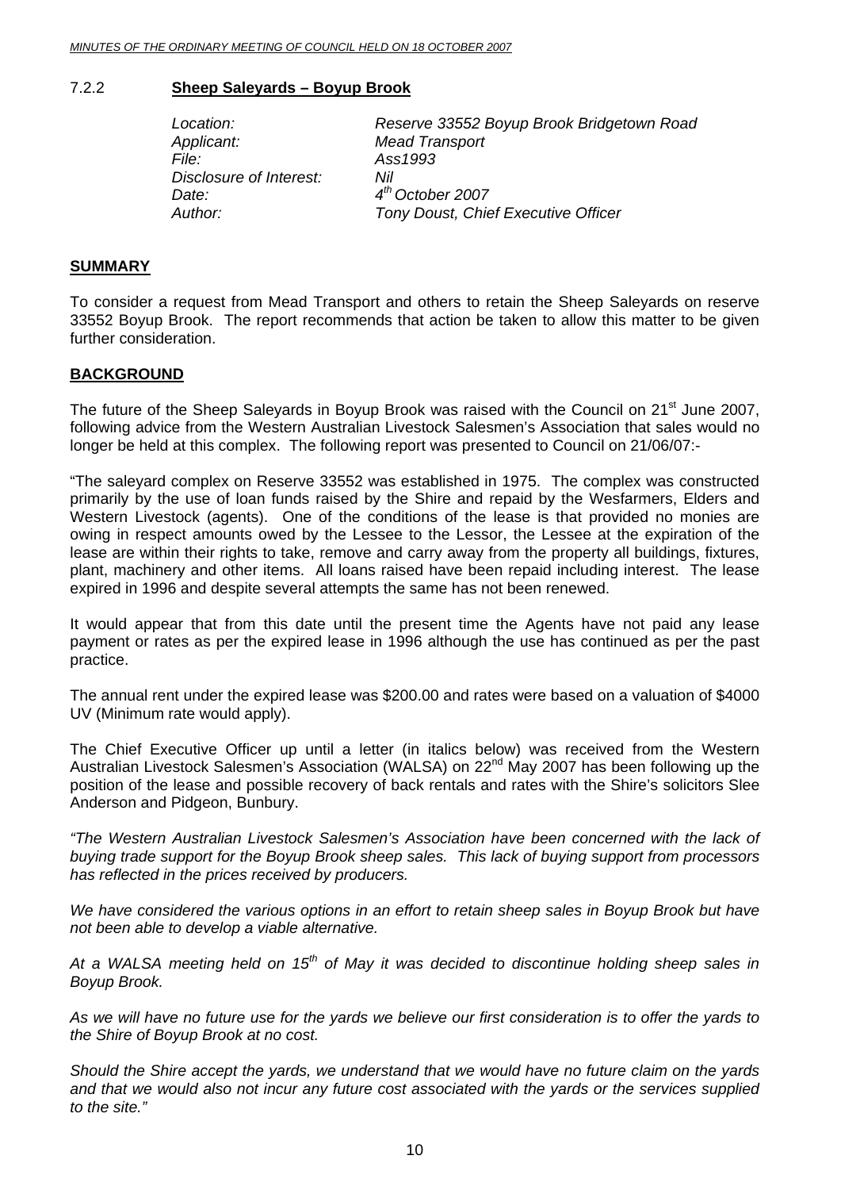### 7.2.2 **Sheep Saleyards – Boyup Brook**

| | |
|---|---|
| *Location:* | *Reserve 33552 Boyup Brook Bridgetown Road* |
| *Applicant:* | *Mead Transport* |
| *File:* | *Ass1993* |
| *Disclosure of Interest:* | *Nil* |
| *Date:* | *4th October 2007* |
| *Author:* | *Tony Doust, Chief Executive Officer* |

**SUMMARY**

To consider a request from Mead Transport and others to retain the Sheep Saleyards on reserve 33552 Boyup Brook. The report recommends that action be taken to allow this matter to be given further consideration.

**BACKGROUND**

The future of the Sheep Saleyards in Boyup Brook was raised with the Council on 21st June 2007, following advice from the Western Australian Livestock Salesmen's Association that sales would no longer be held at this complex. The following report was presented to Council on 21/06/07:-

"The saleyard complex on Reserve 33552 was established in 1975. The complex was constructed primarily by the use of loan funds raised by the Shire and repaid by the Wesfarmers, Elders and Western Livestock (agents). One of the conditions of the lease is that provided no monies are owing in respect amounts owed by the Lessee to the Lessor, the Lessee at the expiration of the lease are within their rights to take, remove and carry away from the property all buildings, fixtures, plant, machinery and other items. All loans raised have been repaid including interest. The lease expired in 1996 and despite several attempts the same has not been renewed.

It would appear that from this date until the present time the Agents have not paid any lease payment or rates as per the expired lease in 1996 although the use has continued as per the past practice.

The annual rent under the expired lease was $200.00 and rates were based on a valuation of $4000 UV (Minimum rate would apply).

The Chief Executive Officer up until a letter (in italics below) was received from the Western Australian Livestock Salesmen's Association (WALSA) on 22nd May 2007 has been following up the position of the lease and possible recovery of back rentals and rates with the Shire's solicitors Slee Anderson and Pidgeon, Bunbury.

*"The Western Australian Livestock Salesmen's Association have been concerned with the lack of buying trade support for the Boyup Brook sheep sales. This lack of buying support from processors has reflected in the prices received by producers.*

*We have considered the various options in an effort to retain sheep sales in Boyup Brook but have not been able to develop a viable alternative.*

*At a WALSA meeting held on 15th of May it was decided to discontinue holding sheep sales in Boyup Brook.*

*As we will have no future use for the yards we believe our first consideration is to offer the yards to the Shire of Boyup Brook at no cost.*

*Should the Shire accept the yards, we understand that we would have no future claim on the yards and that we would also not incur any future cost associated with the yards or the services supplied to the site."*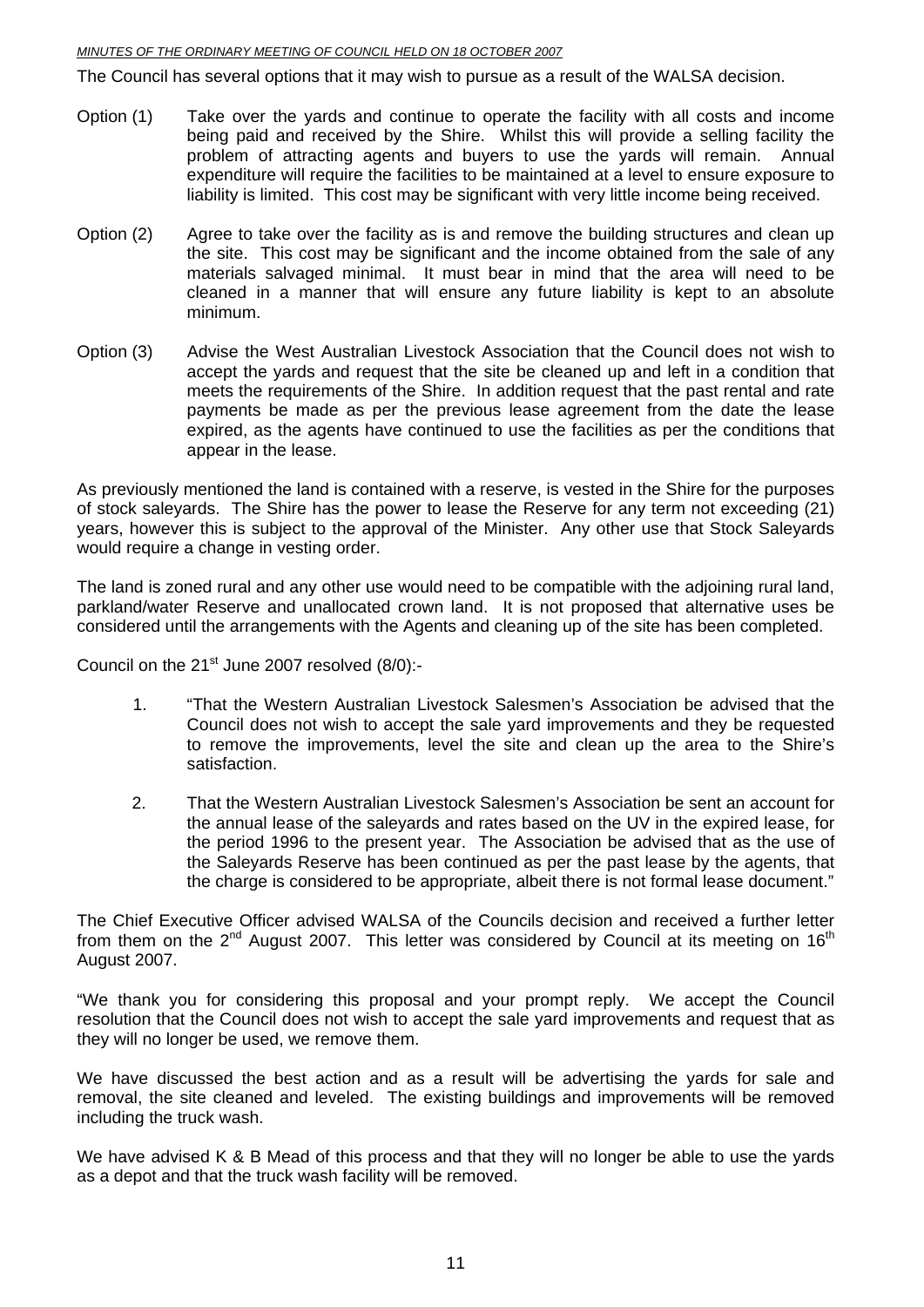The Council has several options that it may wish to pursue as a result of the WALSA decision.

Option (1) Take over the yards and continue to operate the facility with all costs and income being paid and received by the Shire. Whilst this will provide a selling facility the problem of attracting agents and buyers to use the yards will remain. Annual expenditure will require the facilities to be maintained at a level to ensure exposure to liability is limited. This cost may be significant with very little income being received.

Option (2) Agree to take over the facility as is and remove the building structures and clean up the site. This cost may be significant and the income obtained from the sale of any materials salvaged minimal. It must bear in mind that the area will need to be cleaned in a manner that will ensure any future liability is kept to an absolute minimum.

Option (3) Advise the West Australian Livestock Association that the Council does not wish to accept the yards and request that the site be cleaned up and left in a condition that meets the requirements of the Shire. In addition request that the past rental and rate payments be made as per the previous lease agreement from the date the lease expired, as the agents have continued to use the facilities as per the conditions that appear in the lease.

As previously mentioned the land is contained with a reserve, is vested in the Shire for the purposes of stock saleyards. The Shire has the power to lease the Reserve for any term not exceeding (21) years, however this is subject to the approval of the Minister. Any other use that Stock Saleyards would require a change in vesting order.

The land is zoned rural and any other use would need to be compatible with the adjoining rural land, parkland/water Reserve and unallocated crown land. It is not proposed that alternative uses be considered until the arrangements with the Agents and cleaning up of the site has been completed.

Council on the 21st June 2007 resolved (8/0):-

1. "That the Western Australian Livestock Salesmen's Association be advised that the Council does not wish to accept the sale yard improvements and they be requested to remove the improvements, level the site and clean up the area to the Shire's satisfaction.

2. That the Western Australian Livestock Salesmen's Association be sent an account for the annual lease of the saleyards and rates based on the UV in the expired lease, for the period 1996 to the present year. The Association be advised that as the use of the Saleyards Reserve has been continued as per the past lease by the agents, that the charge is considered to be appropriate, albeit there is not formal lease document."

The Chief Executive Officer advised WALSA of the Councils decision and received a further letter from them on the 2nd August 2007. This letter was considered by Council at its meeting on 16th August 2007.

"We thank you for considering this proposal and your prompt reply. We accept the Council resolution that the Council does not wish to accept the sale yard improvements and request that as they will no longer be used, we remove them.

We have discussed the best action and as a result will be advertising the yards for sale and removal, the site cleaned and leveled. The existing buildings and improvements will be removed including the truck wash.

We have advised K & B Mead of this process and that they will no longer be able to use the yards as a depot and that the truck wash facility will be removed.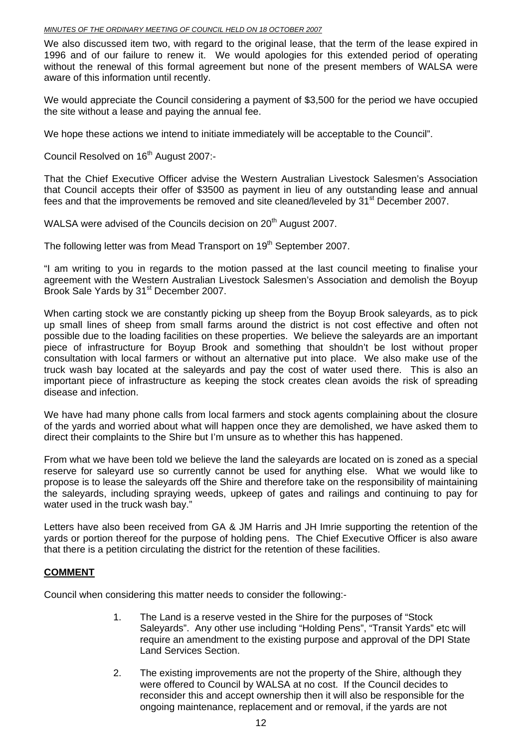We also discussed item two, with regard to the original lease, that the term of the lease expired in 1996 and of our failure to renew it. We would apologies for this extended period of operating without the renewal of this formal agreement but none of the present members of WALSA were aware of this information until recently.

We would appreciate the Council considering a payment of $3,500 for the period we have occupied the site without a lease and paying the annual fee.

We hope these actions we intend to initiate immediately will be acceptable to the Council".

Council Resolved on 16th August 2007:-

That the Chief Executive Officer advise the Western Australian Livestock Salesmen's Association that Council accepts their offer of $3500 as payment in lieu of any outstanding lease and annual fees and that the improvements be removed and site cleaned/leveled by 31st December 2007.

WALSA were advised of the Councils decision on 20th August 2007.

The following letter was from Mead Transport on 19th September 2007.

"I am writing to you in regards to the motion passed at the last council meeting to finalise your agreement with the Western Australian Livestock Salesmen's Association and demolish the Boyup Brook Sale Yards by 31st December 2007.

When carting stock we are constantly picking up sheep from the Boyup Brook saleyards, as to pick up small lines of sheep from small farms around the district is not cost effective and often not possible due to the loading facilities on these properties. We believe the saleyards are an important piece of infrastructure for Boyup Brook and something that shouldn't be lost without proper consultation with local farmers or without an alternative put into place. We also make use of the truck wash bay located at the saleyards and pay the cost of water used there. This is also an important piece of infrastructure as keeping the stock creates clean avoids the risk of spreading disease and infection.

We have had many phone calls from local farmers and stock agents complaining about the closure of the yards and worried about what will happen once they are demolished, we have asked them to direct their complaints to the Shire but I'm unsure as to whether this has happened.

From what we have been told we believe the land the saleyards are located on is zoned as a special reserve for saleyard use so currently cannot be used for anything else. What we would like to propose is to lease the saleyards off the Shire and therefore take on the responsibility of maintaining the saleyards, including spraying weeds, upkeep of gates and railings and continuing to pay for water used in the truck wash bay."

Letters have also been received from GA & JM Harris and JH Imrie supporting the retention of the yards or portion thereof for the purpose of holding pens. The Chief Executive Officer is also aware that there is a petition circulating the district for the retention of these facilities.

## COMMENT

Council when considering this matter needs to consider the following:-

1. The Land is a reserve vested in the Shire for the purposes of "Stock Saleyards". Any other use including "Holding Pens", "Transit Yards" etc will require an amendment to the existing purpose and approval of the DPI State Land Services Section.

2. The existing improvements are not the property of the Shire, although they were offered to Council by WALSA at no cost. If the Council decides to reconsider this and accept ownership then it will also be responsible for the ongoing maintenance, replacement and or removal, if the yards are not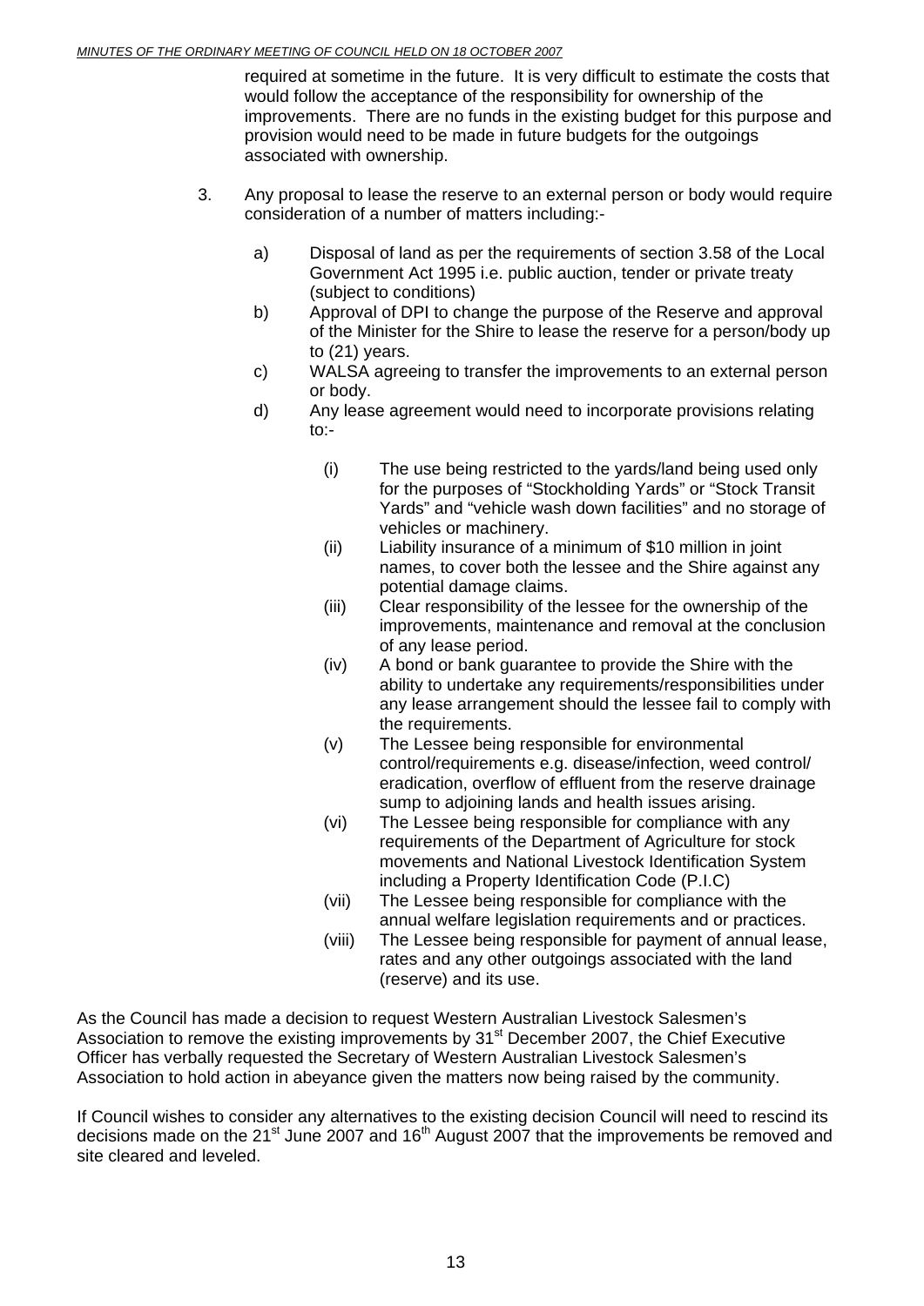required at sometime in the future. It is very difficult to estimate the costs that would follow the acceptance of the responsibility for ownership of the improvements. There are no funds in the existing budget for this purpose and provision would need to be made in future budgets for the outgoings associated with ownership.

3. Any proposal to lease the reserve to an external person or body would require consideration of a number of matters including:-

   a) Disposal of land as per the requirements of section 3.58 of the Local Government Act 1995 i.e. public auction, tender or private treaty (subject to conditions)
   b) Approval of DPI to change the purpose of the Reserve and approval of the Minister for the Shire to lease the reserve for a person/body up to (21) years.
   c) WALSA agreeing to transfer the improvements to an external person or body.
   d) Any lease agreement would need to incorporate provisions relating to:-

      (i) The use being restricted to the yards/land being used only for the purposes of "Stockholding Yards" or "Stock Transit Yards" and "vehicle wash down facilities" and no storage of vehicles or machinery.
      (ii) Liability insurance of a minimum of $10 million in joint names, to cover both the lessee and the Shire against any potential damage claims.
      (iii) Clear responsibility of the lessee for the ownership of the improvements, maintenance and removal at the conclusion of any lease period.
      (iv) A bond or bank guarantee to provide the Shire with the ability to undertake any requirements/responsibilities under any lease arrangement should the lessee fail to comply with the requirements.
      (v) The Lessee being responsible for environmental control/requirements e.g. disease/infection, weed control/ eradication, overflow of effluent from the reserve drainage sump to adjoining lands and health issues arising.
      (vi) The Lessee being responsible for compliance with any requirements of the Department of Agriculture for stock movements and National Livestock Identification System including a Property Identification Code (P.I.C)
      (vii) The Lessee being responsible for compliance with the annual welfare legislation requirements and or practices.
      (viii) The Lessee being responsible for payment of annual lease, rates and any other outgoings associated with the land (reserve) and its use.

As the Council has made a decision to request Western Australian Livestock Salesmen's Association to remove the existing improvements by 31st December 2007, the Chief Executive Officer has verbally requested the Secretary of Western Australian Livestock Salesmen's Association to hold action in abeyance given the matters now being raised by the community.

If Council wishes to consider any alternatives to the existing decision Council will need to rescind its decisions made on the 21st June 2007 and 16th August 2007 that the improvements be removed and site cleared and leveled.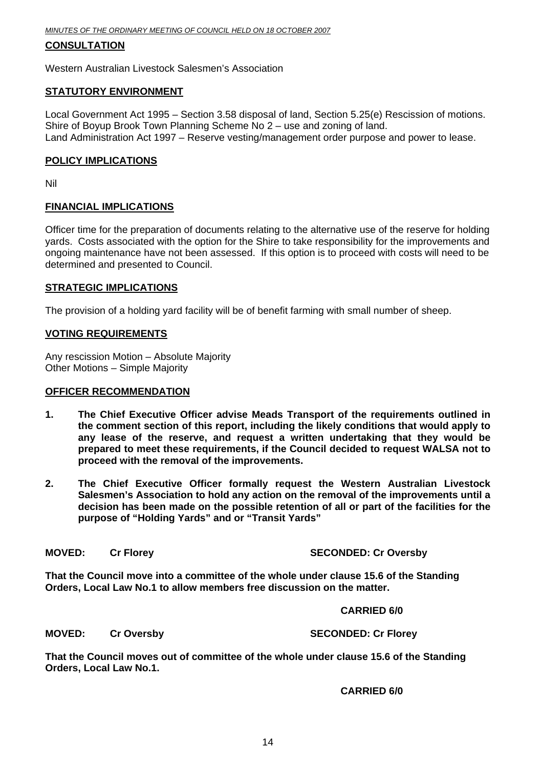## CONSULTATION

Western Australian Livestock Salesmen's Association

## STATUTORY ENVIRONMENT

Local Government Act 1995 – Section 3.58 disposal of land, Section 5.25(e) Rescission of motions.
Shire of Boyup Brook Town Planning Scheme No 2 – use and zoning of land.
Land Administration Act 1997 – Reserve vesting/management order purpose and power to lease.

## POLICY IMPLICATIONS

Nil

## FINANCIAL IMPLICATIONS

Officer time for the preparation of documents relating to the alternative use of the reserve for holding yards. Costs associated with the option for the Shire to take responsibility for the improvements and ongoing maintenance have not been assessed. If this option is to proceed with costs will need to be determined and presented to Council.

## STRATEGIC IMPLICATIONS

The provision of a holding yard facility will be of benefit farming with small number of sheep.

## VOTING REQUIREMENTS

Any rescission Motion – Absolute Majority
Other Motions – Simple Majority

## OFFICER RECOMMENDATION

**1. The Chief Executive Officer advise Meads Transport of the requirements outlined in the comment section of this report, including the likely conditions that would apply to any lease of the reserve, and request a written undertaking that they would be prepared to meet these requirements, if the Council decided to request WALSA not to proceed with the removal of the improvements.**

**2. The Chief Executive Officer formally request the Western Australian Livestock Salesmen's Association to hold any action on the removal of the improvements until a decision has been made on the possible retention of all or part of the facilities for the purpose of "Holding Yards" and or "Transit Yards"**

**MOVED: Cr Florey SECONDED: Cr Oversby**

**That the Council move into a committee of the whole under clause 15.6 of the Standing Orders, Local Law No.1 to allow members free discussion on the matter.**

**CARRIED 6/0**

**MOVED: Cr Oversby SECONDED: Cr Florey**

**That the Council moves out of committee of the whole under clause 15.6 of the Standing Orders, Local Law No.1.**

**CARRIED 6/0**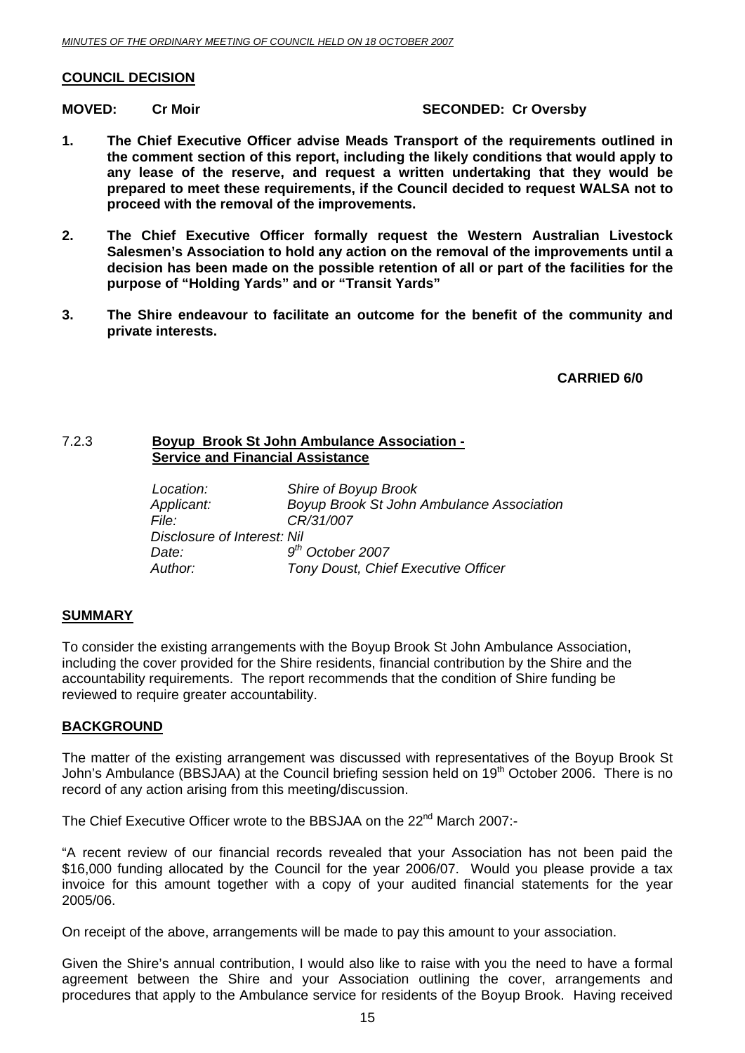**COUNCIL DECISION**

**MOVED: Cr Moir SECONDED: Cr Oversby**

1. **The Chief Executive Officer advise Meads Transport of the requirements outlined in the comment section of this report, including the likely conditions that would apply to any lease of the reserve, and request a written undertaking that they would be prepared to meet these requirements, if the Council decided to request WALSA not to proceed with the removal of the improvements.**

2. **The Chief Executive Officer formally request the Western Australian Livestock Salesmen's Association to hold any action on the removal of the improvements until a decision has been made on the possible retention of all or part of the facilities for the purpose of "Holding Yards" and or "Transit Yards"**

3. **The Shire endeavour to facilitate an outcome for the benefit of the community and private interests.**

**CARRIED 6/0**

### 7.2.3 Boyup Brook St John Ambulance Association - Service and Financial Assistance

| | |
|---|---|
| *Location:* | *Shire of Boyup Brook* |
| *Applicant:* | *Boyup Brook St John Ambulance Association* |
| *File:* | *CR/31/007* |
| *Disclosure of Interest: Nil* | |
| *Date:* | *9th October 2007* |
| *Author:* | *Tony Doust, Chief Executive Officer* |

**SUMMARY**

To consider the existing arrangements with the Boyup Brook St John Ambulance Association, including the cover provided for the Shire residents, financial contribution by the Shire and the accountability requirements. The report recommends that the condition of Shire funding be reviewed to require greater accountability.

**BACKGROUND**

The matter of the existing arrangement was discussed with representatives of the Boyup Brook St John's Ambulance (BBSJAA) at the Council briefing session held on 19th October 2006. There is no record of any action arising from this meeting/discussion.

The Chief Executive Officer wrote to the BBSJAA on the 22nd March 2007:-

"A recent review of our financial records revealed that your Association has not been paid the $16,000 funding allocated by the Council for the year 2006/07. Would you please provide a tax invoice for this amount together with a copy of your audited financial statements for the year 2005/06.

On receipt of the above, arrangements will be made to pay this amount to your association.

Given the Shire's annual contribution, I would also like to raise with you the need to have a formal agreement between the Shire and your Association outlining the cover, arrangements and procedures that apply to the Ambulance service for residents of the Boyup Brook. Having received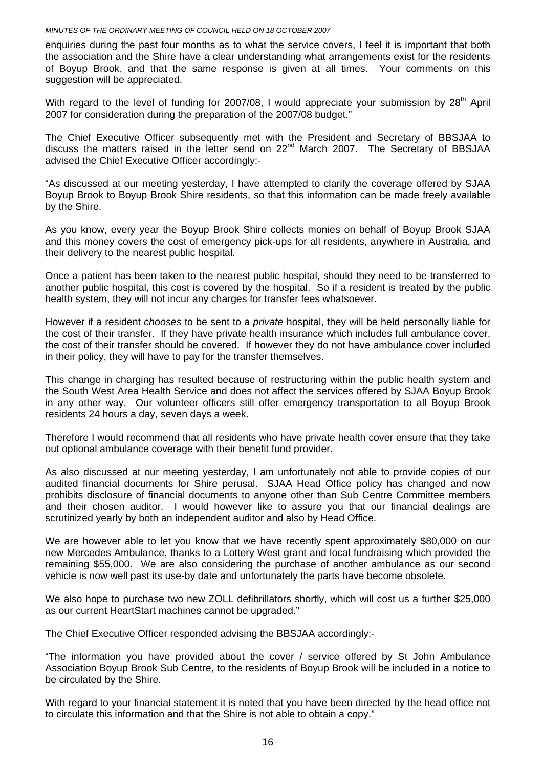enquiries during the past four months as to what the service covers, I feel it is important that both the association and the Shire have a clear understanding what arrangements exist for the residents of Boyup Brook, and that the same response is given at all times. Your comments on this suggestion will be appreciated.

With regard to the level of funding for 2007/08, I would appreciate your submission by 28th April 2007 for consideration during the preparation of the 2007/08 budget."

The Chief Executive Officer subsequently met with the President and Secretary of BBSJAA to discuss the matters raised in the letter send on 22nd March 2007. The Secretary of BBSJAA advised the Chief Executive Officer accordingly:-

"As discussed at our meeting yesterday, I have attempted to clarify the coverage offered by SJAA Boyup Brook to Boyup Brook Shire residents, so that this information can be made freely available by the Shire.

As you know, every year the Boyup Brook Shire collects monies on behalf of Boyup Brook SJAA and this money covers the cost of emergency pick-ups for all residents, anywhere in Australia, and their delivery to the nearest public hospital.

Once a patient has been taken to the nearest public hospital, should they need to be transferred to another public hospital, this cost is covered by the hospital. So if a resident is treated by the public health system, they will not incur any charges for transfer fees whatsoever.

However if a resident *chooses* to be sent to a *private* hospital, they will be held personally liable for the cost of their transfer. If they have private health insurance which includes full ambulance cover, the cost of their transfer should be covered. If however they do not have ambulance cover included in their policy, they will have to pay for the transfer themselves.

This change in charging has resulted because of restructuring within the public health system and the South West Area Health Service and does not affect the services offered by SJAA Boyup Brook in any other way. Our volunteer officers still offer emergency transportation to all Boyup Brook residents 24 hours a day, seven days a week.

Therefore I would recommend that all residents who have private health cover ensure that they take out optional ambulance coverage with their benefit fund provider.

As also discussed at our meeting yesterday, I am unfortunately not able to provide copies of our audited financial documents for Shire perusal. SJAA Head Office policy has changed and now prohibits disclosure of financial documents to anyone other than Sub Centre Committee members and their chosen auditor. I would however like to assure you that our financial dealings are scrutinized yearly by both an independent auditor and also by Head Office.

We are however able to let you know that we have recently spent approximately $80,000 on our new Mercedes Ambulance, thanks to a Lottery West grant and local fundraising which provided the remaining $55,000. We are also considering the purchase of another ambulance as our second vehicle is now well past its use-by date and unfortunately the parts have become obsolete.

We also hope to purchase two new ZOLL defibrillators shortly, which will cost us a further $25,000 as our current HeartStart machines cannot be upgraded."

The Chief Executive Officer responded advising the BBSJAA accordingly:-

"The information you have provided about the cover / service offered by St John Ambulance Association Boyup Brook Sub Centre, to the residents of Boyup Brook will be included in a notice to be circulated by the Shire.

With regard to your financial statement it is noted that you have been directed by the head office not to circulate this information and that the Shire is not able to obtain a copy."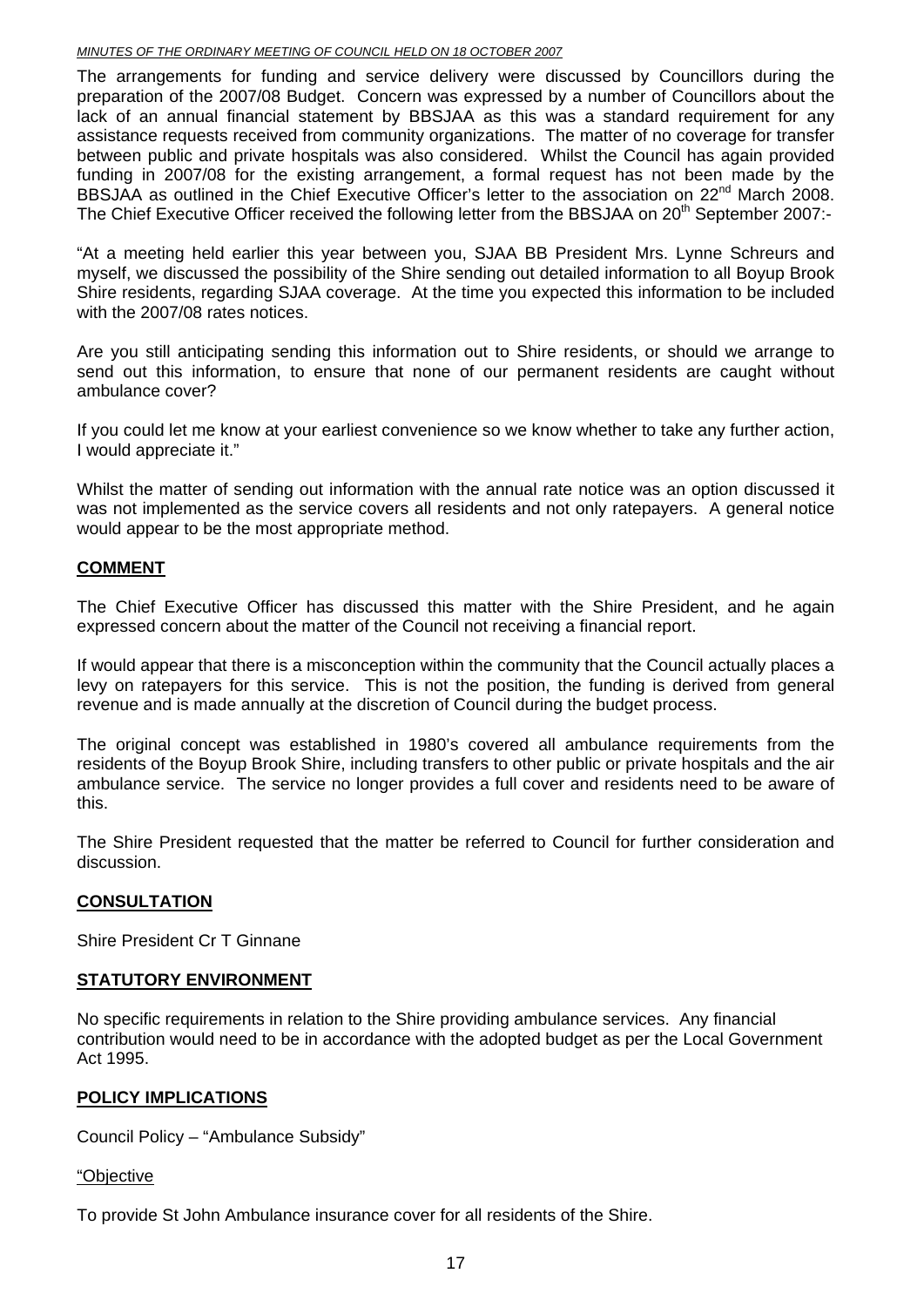The arrangements for funding and service delivery were discussed by Councillors during the preparation of the 2007/08 Budget. Concern was expressed by a number of Councillors about the lack of an annual financial statement by BBSJAA as this was a standard requirement for any assistance requests received from community organizations. The matter of no coverage for transfer between public and private hospitals was also considered. Whilst the Council has again provided funding in 2007/08 for the existing arrangement, a formal request has not been made by the BBSJAA as outlined in the Chief Executive Officer's letter to the association on 22nd March 2008. The Chief Executive Officer received the following letter from the BBSJAA on 20th September 2007:-

"At a meeting held earlier this year between you, SJAA BB President Mrs. Lynne Schreurs and myself, we discussed the possibility of the Shire sending out detailed information to all Boyup Brook Shire residents, regarding SJAA coverage. At the time you expected this information to be included with the 2007/08 rates notices.

Are you still anticipating sending this information out to Shire residents, or should we arrange to send out this information, to ensure that none of our permanent residents are caught without ambulance cover?

If you could let me know at your earliest convenience so we know whether to take any further action, I would appreciate it."

Whilst the matter of sending out information with the annual rate notice was an option discussed it was not implemented as the service covers all residents and not only ratepayers. A general notice would appear to be the most appropriate method.

**COMMENT**

The Chief Executive Officer has discussed this matter with the Shire President, and he again expressed concern about the matter of the Council not receiving a financial report.

If would appear that there is a misconception within the community that the Council actually places a levy on ratepayers for this service. This is not the position, the funding is derived from general revenue and is made annually at the discretion of Council during the budget process.

The original concept was established in 1980's covered all ambulance requirements from the residents of the Boyup Brook Shire, including transfers to other public or private hospitals and the air ambulance service. The service no longer provides a full cover and residents need to be aware of this.

The Shire President requested that the matter be referred to Council for further consideration and discussion.

**CONSULTATION**

Shire President Cr T Ginnane

**STATUTORY ENVIRONMENT**

No specific requirements in relation to the Shire providing ambulance services. Any financial contribution would need to be in accordance with the adopted budget as per the Local Government Act 1995.

**POLICY IMPLICATIONS**

Council Policy – "Ambulance Subsidy"

"Objective

To provide St John Ambulance insurance cover for all residents of the Shire.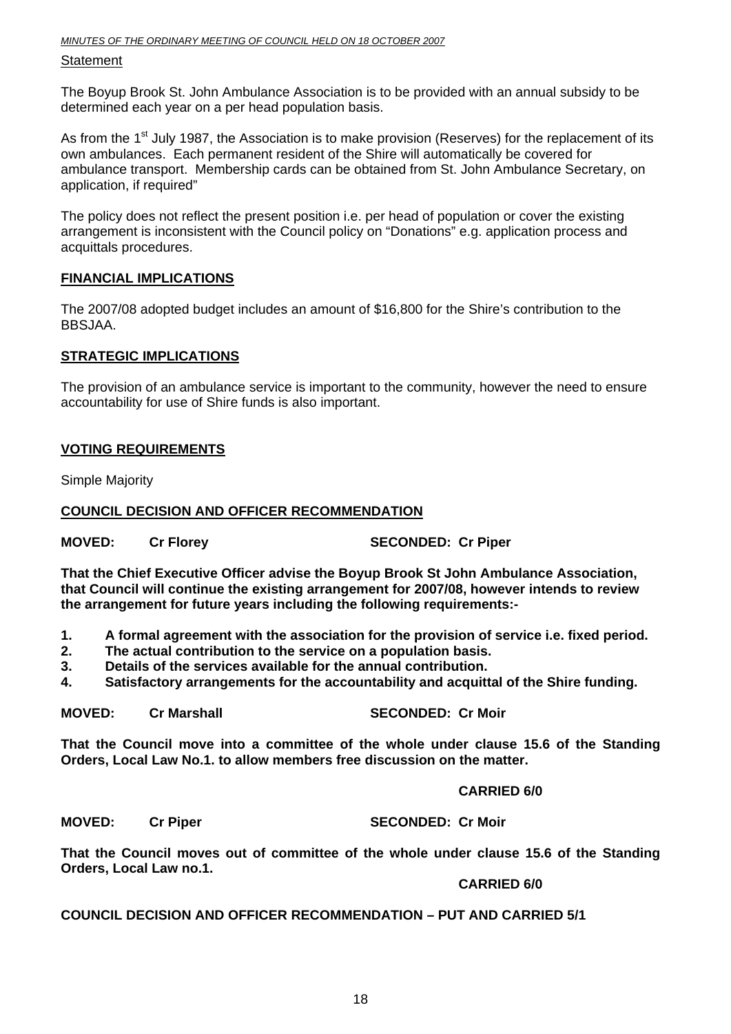Statement

The Boyup Brook St. John Ambulance Association is to be provided with an annual subsidy to be determined each year on a per head population basis.

As from the 1st July 1987, the Association is to make provision (Reserves) for the replacement of its own ambulances. Each permanent resident of the Shire will automatically be covered for ambulance transport. Membership cards can be obtained from St. John Ambulance Secretary, on application, if required"

The policy does not reflect the present position i.e. per head of population or cover the existing arrangement is inconsistent with the Council policy on "Donations" e.g. application process and acquittals procedures.

**FINANCIAL IMPLICATIONS**

The 2007/08 adopted budget includes an amount of $16,800 for the Shire's contribution to the BBSJAA.

**STRATEGIC IMPLICATIONS**

The provision of an ambulance service is important to the community, however the need to ensure accountability for use of Shire funds is also important.

**VOTING REQUIREMENTS**

Simple Majority

**COUNCIL DECISION AND OFFICER RECOMMENDATION**

**MOVED: Cr Florey SECONDED: Cr Piper**

**That the Chief Executive Officer advise the Boyup Brook St John Ambulance Association, that Council will continue the existing arrangement for 2007/08, however intends to review the arrangement for future years including the following requirements:-**

1. **A formal agreement with the association for the provision of service i.e. fixed period.**
2. **The actual contribution to the service on a population basis.**
3. **Details of the services available for the annual contribution.**
4. **Satisfactory arrangements for the accountability and acquittal of the Shire funding.**

**MOVED: Cr Marshall SECONDED: Cr Moir**

**That the Council move into a committee of the whole under clause 15.6 of the Standing Orders, Local Law No.1. to allow members free discussion on the matter.**

**CARRIED 6/0**

**MOVED: Cr Piper SECONDED: Cr Moir**

**That the Council moves out of committee of the whole under clause 15.6 of the Standing Orders, Local Law no.1.**

**CARRIED 6/0**

**COUNCIL DECISION AND OFFICER RECOMMENDATION – PUT AND CARRIED 5/1**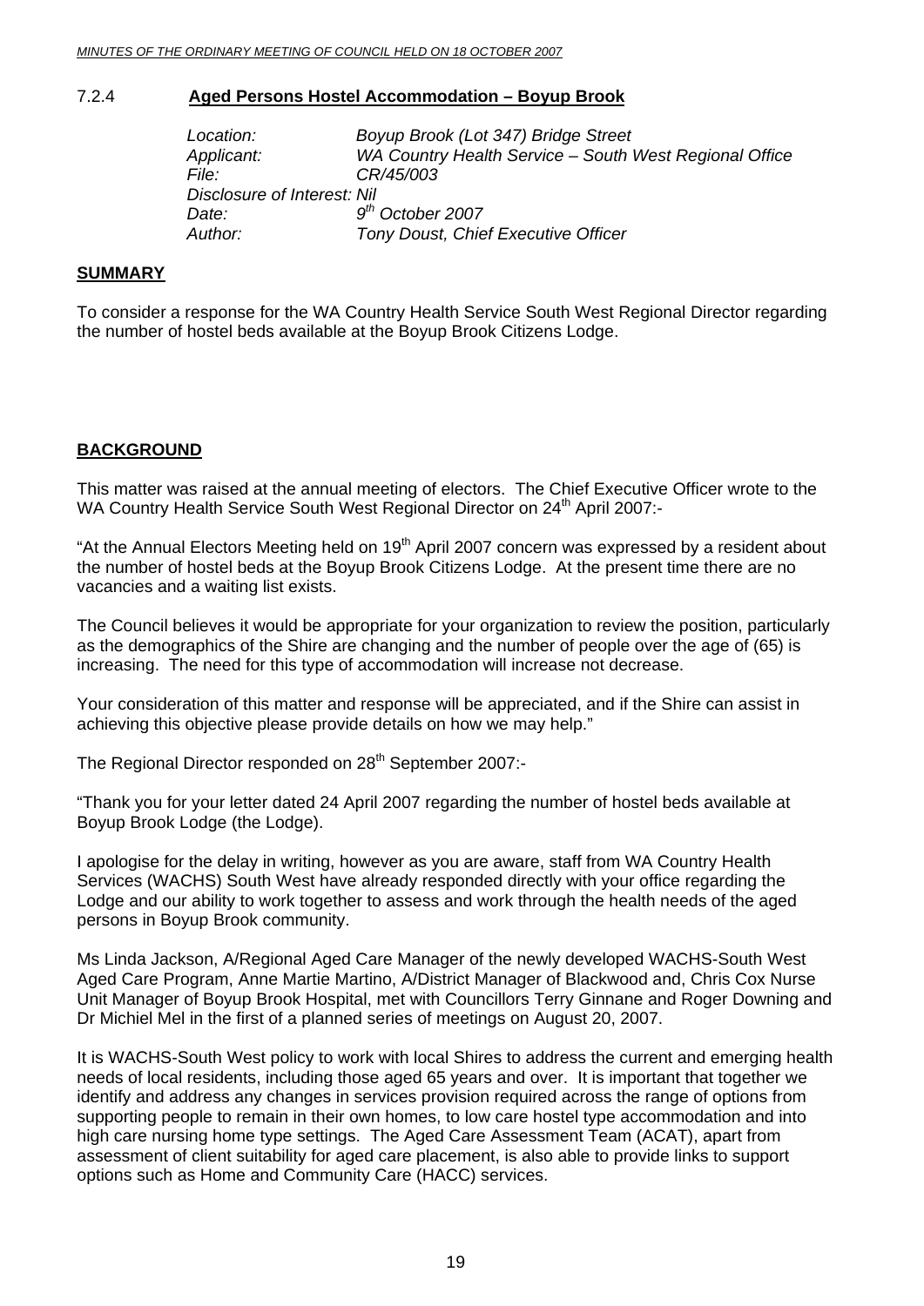### 7.2.4 **Aged Persons Hostel Accommodation – Boyup Brook**

*Location:* *Boyup Brook (Lot 347) Bridge Street*
*Applicant:* *WA Country Health Service – South West Regional Office*
*File:* *CR/45/003*
*Disclosure of Interest: Nil*
*Date:* *9th October 2007*
*Author:* *Tony Doust, Chief Executive Officer*

**SUMMARY**

To consider a response for the WA Country Health Service South West Regional Director regarding the number of hostel beds available at the Boyup Brook Citizens Lodge.

**BACKGROUND**

This matter was raised at the annual meeting of electors. The Chief Executive Officer wrote to the WA Country Health Service South West Regional Director on 24th April 2007:-

"At the Annual Electors Meeting held on 19th April 2007 concern was expressed by a resident about the number of hostel beds at the Boyup Brook Citizens Lodge. At the present time there are no vacancies and a waiting list exists.

The Council believes it would be appropriate for your organization to review the position, particularly as the demographics of the Shire are changing and the number of people over the age of (65) is increasing. The need for this type of accommodation will increase not decrease.

Your consideration of this matter and response will be appreciated, and if the Shire can assist in achieving this objective please provide details on how we may help."

The Regional Director responded on 28th September 2007:-

"Thank you for your letter dated 24 April 2007 regarding the number of hostel beds available at Boyup Brook Lodge (the Lodge).

I apologise for the delay in writing, however as you are aware, staff from WA Country Health Services (WACHS) South West have already responded directly with your office regarding the Lodge and our ability to work together to assess and work through the health needs of the aged persons in Boyup Brook community.

Ms Linda Jackson, A/Regional Aged Care Manager of the newly developed WACHS-South West Aged Care Program, Anne Martie Martino, A/District Manager of Blackwood and, Chris Cox Nurse Unit Manager of Boyup Brook Hospital, met with Councillors Terry Ginnane and Roger Downing and Dr Michiel Mel in the first of a planned series of meetings on August 20, 2007.

It is WACHS-South West policy to work with local Shires to address the current and emerging health needs of local residents, including those aged 65 years and over. It is important that together we identify and address any changes in services provision required across the range of options from supporting people to remain in their own homes, to low care hostel type accommodation and into high care nursing home type settings. The Aged Care Assessment Team (ACAT), apart from assessment of client suitability for aged care placement, is also able to provide links to support options such as Home and Community Care (HACC) services.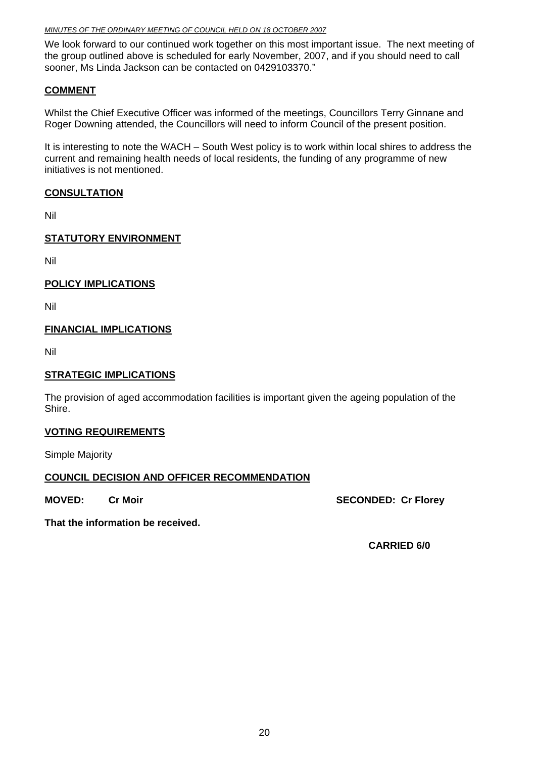We look forward to our continued work together on this most important issue. The next meeting of the group outlined above is scheduled for early November, 2007, and if you should need to call sooner, Ms Linda Jackson can be contacted on 0429103370."

## COMMENT

Whilst the Chief Executive Officer was informed of the meetings, Councillors Terry Ginnane and Roger Downing attended, the Councillors will need to inform Council of the present position.

It is interesting to note the WACH – South West policy is to work within local shires to address the current and remaining health needs of local residents, the funding of any programme of new initiatives is not mentioned.

## CONSULTATION

Nil

## STATUTORY ENVIRONMENT

Nil

## POLICY IMPLICATIONS

Nil

## FINANCIAL IMPLICATIONS

Nil

## STRATEGIC IMPLICATIONS

The provision of aged accommodation facilities is important given the ageing population of the Shire.

## VOTING REQUIREMENTS

Simple Majority

## COUNCIL DECISION AND OFFICER RECOMMENDATION

**MOVED: Cr Moir** **SECONDED: Cr Florey**

**That the information be received.**

**CARRIED 6/0**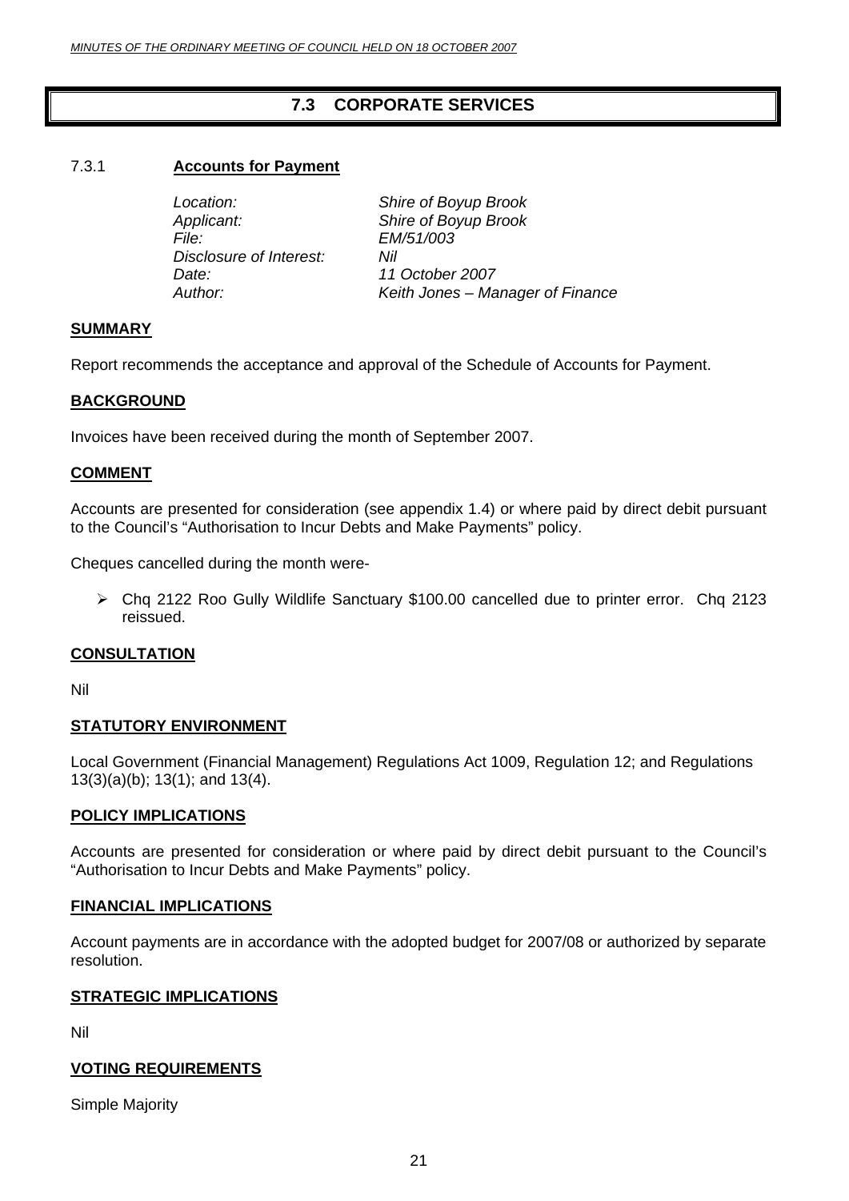## 7.3 CORPORATE SERVICES

### 7.3.1 Accounts for Payment

| | |
|---|---|
| *Location:* | *Shire of Boyup Brook* |
| *Applicant:* | *Shire of Boyup Brook* |
| *File:* | *EM/51/003* |
| *Disclosure of Interest:* | *Nil* |
| *Date:* | *11 October 2007* |
| *Author:* | *Keith Jones – Manager of Finance* |

**SUMMARY**

Report recommends the acceptance and approval of the Schedule of Accounts for Payment.

**BACKGROUND**

Invoices have been received during the month of September 2007.

**COMMENT**

Accounts are presented for consideration (see appendix 1.4) or where paid by direct debit pursuant to the Council's "Authorisation to Incur Debts and Make Payments" policy.

Cheques cancelled during the month were-

- Chq 2122 Roo Gully Wildlife Sanctuary $100.00 cancelled due to printer error. Chq 2123 reissued.

**CONSULTATION**

Nil

**STATUTORY ENVIRONMENT**

Local Government (Financial Management) Regulations Act 1009, Regulation 12; and Regulations 13(3)(a)(b); 13(1); and 13(4).

**POLICY IMPLICATIONS**

Accounts are presented for consideration or where paid by direct debit pursuant to the Council's "Authorisation to Incur Debts and Make Payments" policy.

**FINANCIAL IMPLICATIONS**

Account payments are in accordance with the adopted budget for 2007/08 or authorized by separate resolution.

**STRATEGIC IMPLICATIONS**

Nil

**VOTING REQUIREMENTS**

Simple Majority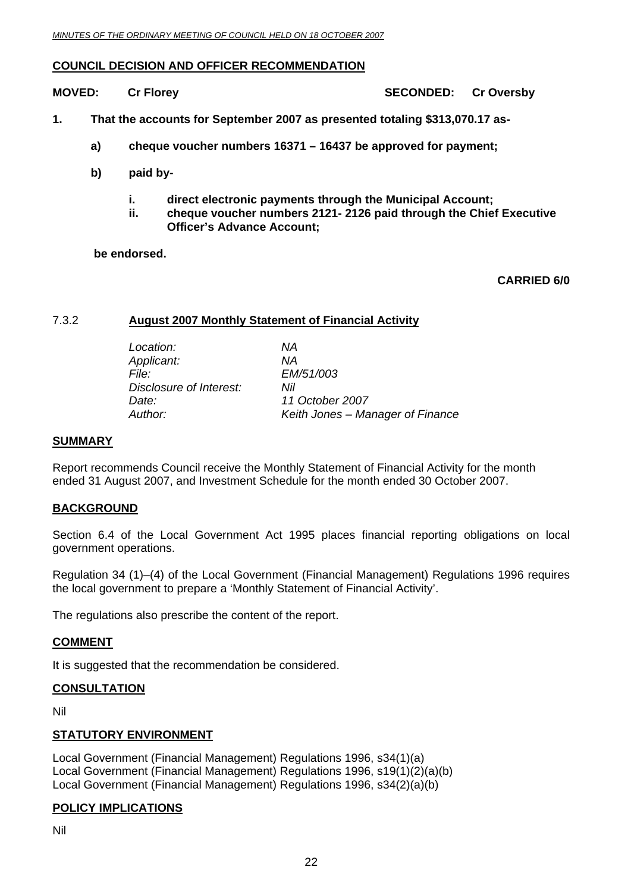## COUNCIL DECISION AND OFFICER RECOMMENDATION

**MOVED: Cr Florey** **SECONDED: Cr Oversby**

**1. That the accounts for September 2007 as presented totaling $313,070.17 as-**

**a) cheque voucher numbers 16371 – 16437 be approved for payment;**

**b) paid by-**

**i. direct electronic payments through the Municipal Account;**
**ii. cheque voucher numbers 2121- 2126 paid through the Chief Executive Officer's Advance Account;**

**be endorsed.**

**CARRIED 6/0**

### 7.3.2 August 2007 Monthly Statement of Financial Activity

| | |
|---|---|
| *Location:* | *NA* |
| *Applicant:* | *NA* |
| *File:* | *EM/51/003* |
| *Disclosure of Interest:* | *Nil* |
| *Date:* | *11 October 2007* |
| *Author:* | *Keith Jones – Manager of Finance* |

## SUMMARY

Report recommends Council receive the Monthly Statement of Financial Activity for the month ended 31 August 2007, and Investment Schedule for the month ended 30 October 2007.

## BACKGROUND

Section 6.4 of the Local Government Act 1995 places financial reporting obligations on local government operations.

Regulation 34 (1)–(4) of the Local Government (Financial Management) Regulations 1996 requires the local government to prepare a 'Monthly Statement of Financial Activity'.

The regulations also prescribe the content of the report.

## COMMENT

It is suggested that the recommendation be considered.

## CONSULTATION

Nil

## STATUTORY ENVIRONMENT

Local Government (Financial Management) Regulations 1996, s34(1)(a)
Local Government (Financial Management) Regulations 1996, s19(1)(2)(a)(b)
Local Government (Financial Management) Regulations 1996, s34(2)(a)(b)

## POLICY IMPLICATIONS

Nil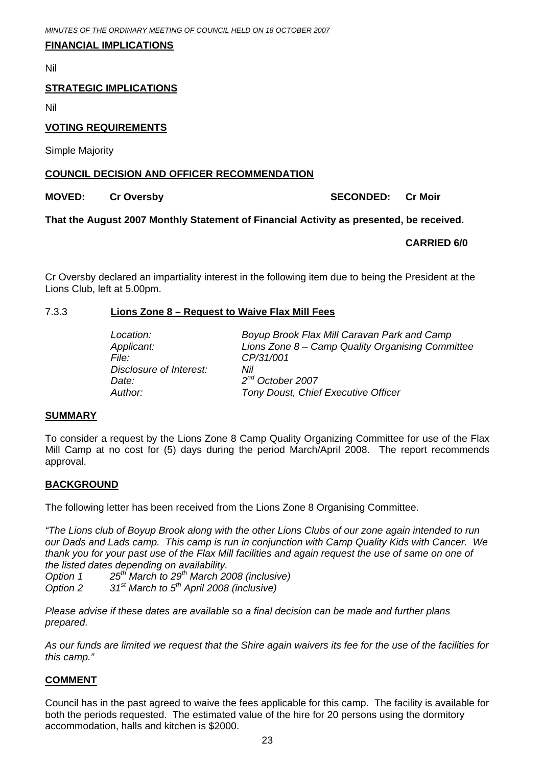**FINANCIAL IMPLICATIONS**

Nil

**STRATEGIC IMPLICATIONS**

Nil

**VOTING REQUIREMENTS**

Simple Majority

**COUNCIL DECISION AND OFFICER RECOMMENDATION**

**MOVED: Cr Oversby SECONDED: Cr Moir**

**That the August 2007 Monthly Statement of Financial Activity as presented, be received.**

**CARRIED 6/0**

Cr Oversby declared an impartiality interest in the following item due to being the President at the Lions Club, left at 5.00pm.

7.3.3 **Lions Zone 8 – Request to Waive Flax Mill Fees**

| | |
|---|---|
| *Location:* | *Boyup Brook Flax Mill Caravan Park and Camp* |
| *Applicant:* | *Lions Zone 8 – Camp Quality Organising Committee* |
| *File:* | *CP/31/001* |
| *Disclosure of Interest:* | *Nil* |
| *Date:* | *2nd October 2007* |
| *Author:* | *Tony Doust, Chief Executive Officer* |

**SUMMARY**

To consider a request by the Lions Zone 8 Camp Quality Organizing Committee for use of the Flax Mill Camp at no cost for (5) days during the period March/April 2008. The report recommends approval.

**BACKGROUND**

The following letter has been received from the Lions Zone 8 Organising Committee.

*"The Lions club of Boyup Brook along with the other Lions Clubs of our zone again intended to run our Dads and Lads camp. This camp is run in conjunction with Camp Quality Kids with Cancer. We thank you for your past use of the Flax Mill facilities and again request the use of same on one of the listed dates depending on availability.*

*Option 1 25th March to 29th March 2008 (inclusive)*
*Option 2 31st March to 5th April 2008 (inclusive)*

*Please advise if these dates are available so a final decision can be made and further plans prepared.*

*As our funds are limited we request that the Shire again waivers its fee for the use of the facilities for this camp."*

**COMMENT**

Council has in the past agreed to waive the fees applicable for this camp. The facility is available for both the periods requested. The estimated value of the hire for 20 persons using the dormitory accommodation, halls and kitchen is $2000.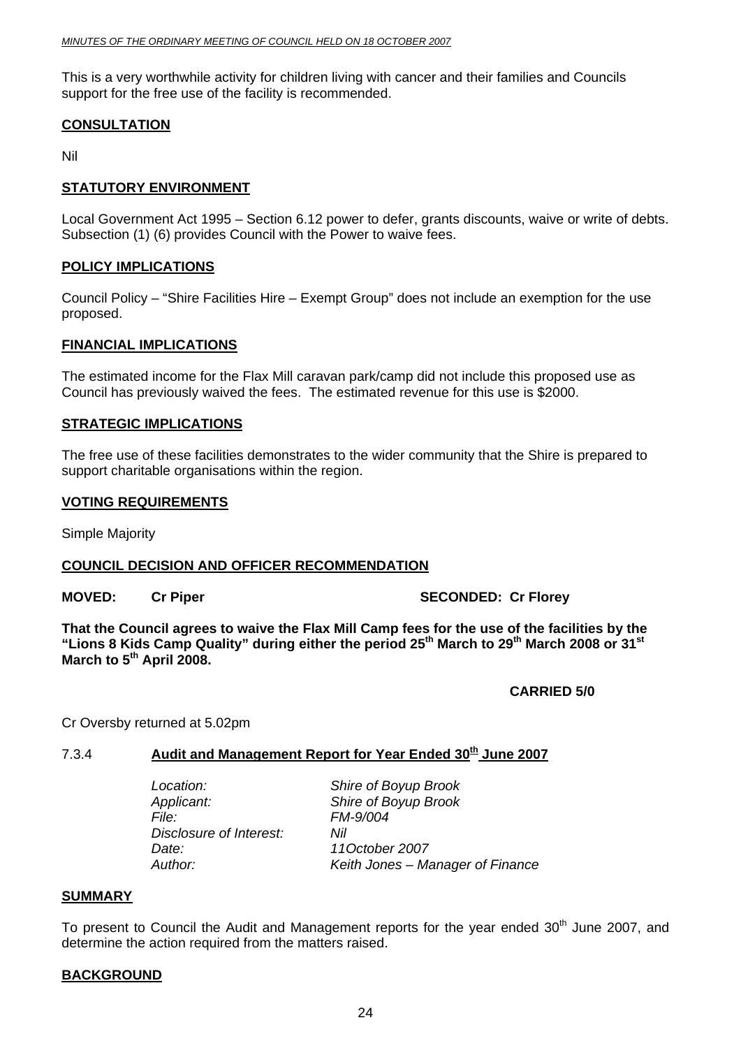This is a very worthwhile activity for children living with cancer and their families and Councils support for the free use of the facility is recommended.

**CONSULTATION**

Nil

**STATUTORY ENVIRONMENT**

Local Government Act 1995 – Section 6.12 power to defer, grants discounts, waive or write of debts. Subsection (1) (6) provides Council with the Power to waive fees.

**POLICY IMPLICATIONS**

Council Policy – "Shire Facilities Hire – Exempt Group" does not include an exemption for the use proposed.

**FINANCIAL IMPLICATIONS**

The estimated income for the Flax Mill caravan park/camp did not include this proposed use as Council has previously waived the fees. The estimated revenue for this use is $2000.

**STRATEGIC IMPLICATIONS**

The free use of these facilities demonstrates to the wider community that the Shire is prepared to support charitable organisations within the region.

**VOTING REQUIREMENTS**

Simple Majority

**COUNCIL DECISION AND OFFICER RECOMMENDATION**

**MOVED: Cr Piper** **SECONDED: Cr Florey**

**That the Council agrees to waive the Flax Mill Camp fees for the use of the facilities by the "Lions 8 Kids Camp Quality" during either the period 25th March to 29th March 2008 or 31st March to 5th April 2008.**

**CARRIED 5/0**

Cr Oversby returned at 5.02pm

7.3.4 **Audit and Management Report for Year Ended 30th June 2007**

| | |
|---|---|
| *Location:* | *Shire of Boyup Brook* |
| *Applicant:* | *Shire of Boyup Brook* |
| *File:* | *FM-9/004* |
| *Disclosure of Interest:* | *Nil* |
| *Date:* | *11October 2007* |
| *Author:* | *Keith Jones – Manager of Finance* |

**SUMMARY**

To present to Council the Audit and Management reports for the year ended 30th June 2007, and determine the action required from the matters raised.

**BACKGROUND**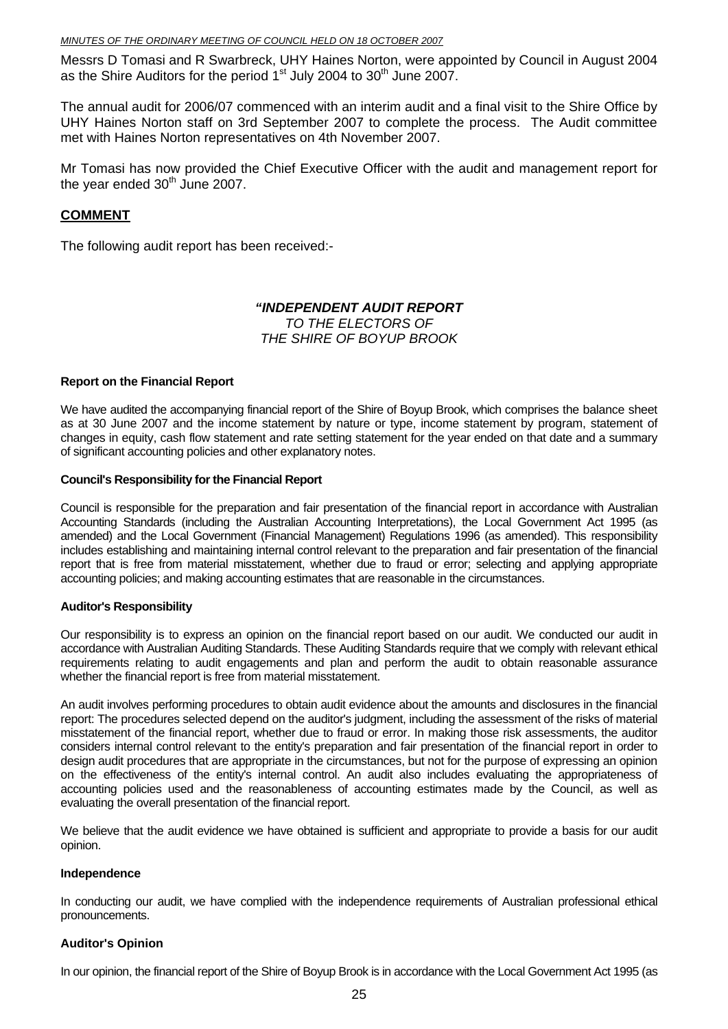Messrs D Tomasi and R Swarbreck, UHY Haines Norton, were appointed by Council in August 2004 as the Shire Auditors for the period 1st July 2004 to 30th June 2007.

The annual audit for 2006/07 commenced with an interim audit and a final visit to the Shire Office by UHY Haines Norton staff on 3rd September 2007 to complete the process. The Audit committee met with Haines Norton representatives on 4th November 2007.

Mr Tomasi has now provided the Chief Executive Officer with the audit and management report for the year ended 30th June 2007.

## COMMENT

The following audit report has been received:-

***"INDEPENDENT AUDIT REPORT***
*TO THE ELECTORS OF*
*THE SHIRE OF BOYUP BROOK*

**Report on the Financial Report**

We have audited the accompanying financial report of the Shire of Boyup Brook, which comprises the balance sheet as at 30 June 2007 and the income statement by nature or type, income statement by program, statement of changes in equity, cash flow statement and rate setting statement for the year ended on that date and a summary of significant accounting policies and other explanatory notes.

**Council's Responsibility for the Financial Report**

Council is responsible for the preparation and fair presentation of the financial report in accordance with Australian Accounting Standards (including the Australian Accounting Interpretations), the Local Government Act 1995 (as amended) and the Local Government (Financial Management) Regulations 1996 (as amended). This responsibility includes establishing and maintaining internal control relevant to the preparation and fair presentation of the financial report that is free from material misstatement, whether due to fraud or error; selecting and applying appropriate accounting policies; and making accounting estimates that are reasonable in the circumstances.

**Auditor's Responsibility**

Our responsibility is to express an opinion on the financial report based on our audit. We conducted our audit in accordance with Australian Auditing Standards. These Auditing Standards require that we comply with relevant ethical requirements relating to audit engagements and plan and perform the audit to obtain reasonable assurance whether the financial report is free from material misstatement.

An audit involves performing procedures to obtain audit evidence about the amounts and disclosures in the financial report: The procedures selected depend on the auditor's judgment, including the assessment of the risks of material misstatement of the financial report, whether due to fraud or error. In making those risk assessments, the auditor considers internal control relevant to the entity's preparation and fair presentation of the financial report in order to design audit procedures that are appropriate in the circumstances, but not for the purpose of expressing an opinion on the effectiveness of the entity's internal control. An audit also includes evaluating the appropriateness of accounting policies used and the reasonableness of accounting estimates made by the Council, as well as evaluating the overall presentation of the financial report.

We believe that the audit evidence we have obtained is sufficient and appropriate to provide a basis for our audit opinion.

**Independence**

In conducting our audit, we have complied with the independence requirements of Australian professional ethical pronouncements.

**Auditor's Opinion**

In our opinion, the financial report of the Shire of Boyup Brook is in accordance with the Local Government Act 1995 (as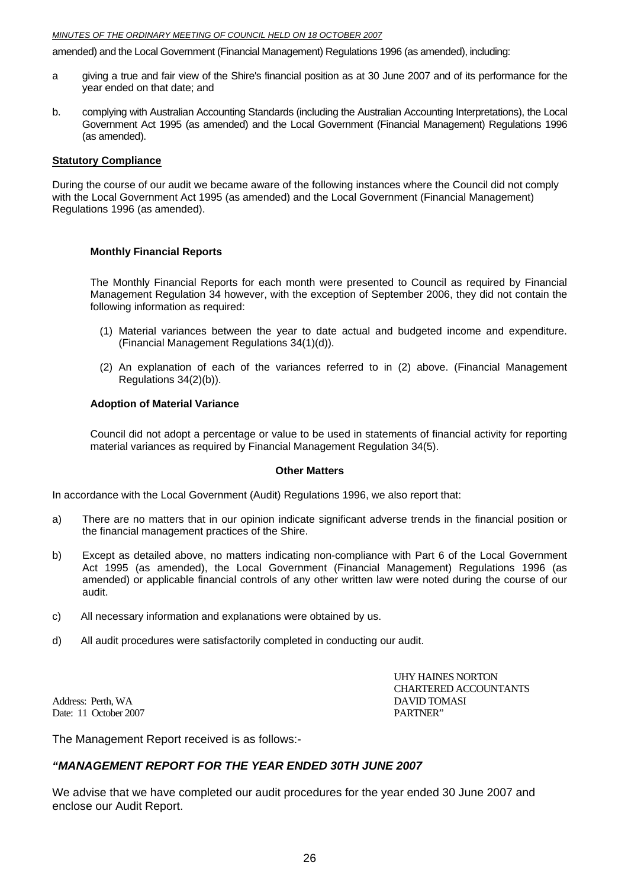amended) and the Local Government (Financial Management) Regulations 1996 (as amended), including:

a giving a true and fair view of the Shire's financial position as at 30 June 2007 and of its performance for the year ended on that date; and

b. complying with Australian Accounting Standards (including the Australian Accounting Interpretations), the Local Government Act 1995 (as amended) and the Local Government (Financial Management) Regulations 1996 (as amended).

**Statutory Compliance**

During the course of our audit we became aware of the following instances where the Council did not comply with the Local Government Act 1995 (as amended) and the Local Government (Financial Management) Regulations 1996 (as amended).

**Monthly Financial Reports**

The Monthly Financial Reports for each month were presented to Council as required by Financial Management Regulation 34 however, with the exception of September 2006, they did not contain the following information as required:

(1) Material variances between the year to date actual and budgeted income and expenditure. (Financial Management Regulations 34(1)(d)).

(2) An explanation of each of the variances referred to in (2) above. (Financial Management Regulations 34(2)(b)).

**Adoption of Material Variance**

Council did not adopt a percentage or value to be used in statements of financial activity for reporting material variances as required by Financial Management Regulation 34(5).

**Other Matters**

In accordance with the Local Government (Audit) Regulations 1996, we also report that:

a) There are no matters that in our opinion indicate significant adverse trends in the financial position or the financial management practices of the Shire.

b) Except as detailed above, no matters indicating non-compliance with Part 6 of the Local Government Act 1995 (as amended), the Local Government (Financial Management) Regulations 1996 (as amended) or applicable financial controls of any other written law were noted during the course of our audit.

c) All necessary information and explanations were obtained by us.

d) All audit procedures were satisfactorily completed in conducting our audit.

UHY HAINES NORTON
CHARTERED ACCOUNTANTS
DAVID TOMASI
PARTNER"

Address: Perth, WA
Date: 11 October 2007

The Management Report received is as follows:-

***"MANAGEMENT REPORT FOR THE YEAR ENDED 30TH JUNE 2007***

We advise that we have completed our audit procedures for the year ended 30 June 2007 and enclose our Audit Report.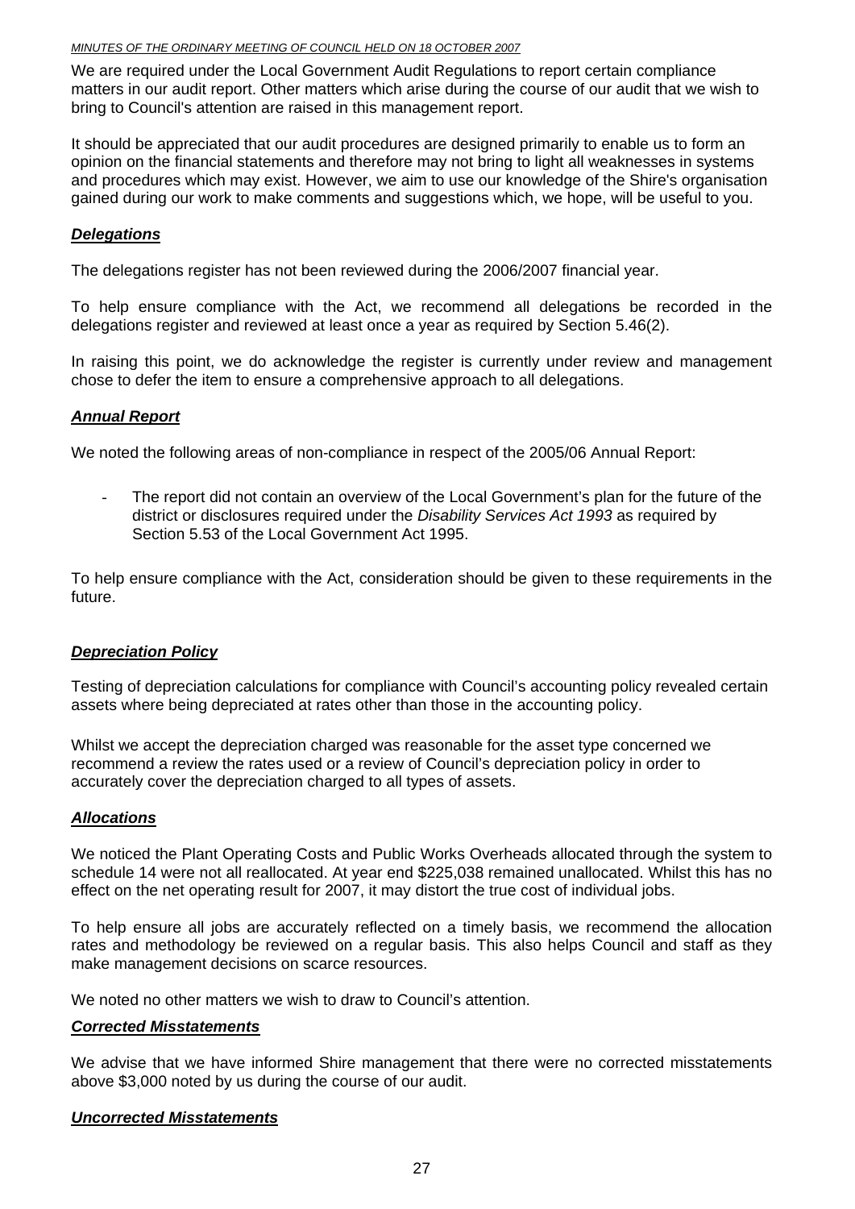We are required under the Local Government Audit Regulations to report certain compliance matters in our audit report. Other matters which arise during the course of our audit that we wish to bring to Council's attention are raised in this management report.

It should be appreciated that our audit procedures are designed primarily to enable us to form an opinion on the financial statements and therefore may not bring to light all weaknesses in systems and procedures which may exist. However, we aim to use our knowledge of the Shire's organisation gained during our work to make comments and suggestions which, we hope, will be useful to you.

### ***Delegations***

The delegations register has not been reviewed during the 2006/2007 financial year.

To help ensure compliance with the Act, we recommend all delegations be recorded in the delegations register and reviewed at least once a year as required by Section 5.46(2).

In raising this point, we do acknowledge the register is currently under review and management chose to defer the item to ensure a comprehensive approach to all delegations.

### ***Annual Report***

We noted the following areas of non-compliance in respect of the 2005/06 Annual Report:

- The report did not contain an overview of the Local Government's plan for the future of the district or disclosures required under the *Disability Services Act 1993* as required by Section 5.53 of the Local Government Act 1995.

To help ensure compliance with the Act, consideration should be given to these requirements in the future.

### ***Depreciation Policy***

Testing of depreciation calculations for compliance with Council's accounting policy revealed certain assets where being depreciated at rates other than those in the accounting policy.

Whilst we accept the depreciation charged was reasonable for the asset type concerned we recommend a review the rates used or a review of Council's depreciation policy in order to accurately cover the depreciation charged to all types of assets.

### ***Allocations***

We noticed the Plant Operating Costs and Public Works Overheads allocated through the system to schedule 14 were not all reallocated. At year end $225,038 remained unallocated. Whilst this has no effect on the net operating result for 2007, it may distort the true cost of individual jobs.

To help ensure all jobs are accurately reflected on a timely basis, we recommend the allocation rates and methodology be reviewed on a regular basis. This also helps Council and staff as they make management decisions on scarce resources.

We noted no other matters we wish to draw to Council's attention.

### ***Corrected Misstatements***

We advise that we have informed Shire management that there were no corrected misstatements above $3,000 noted by us during the course of our audit.

### ***Uncorrected Misstatements***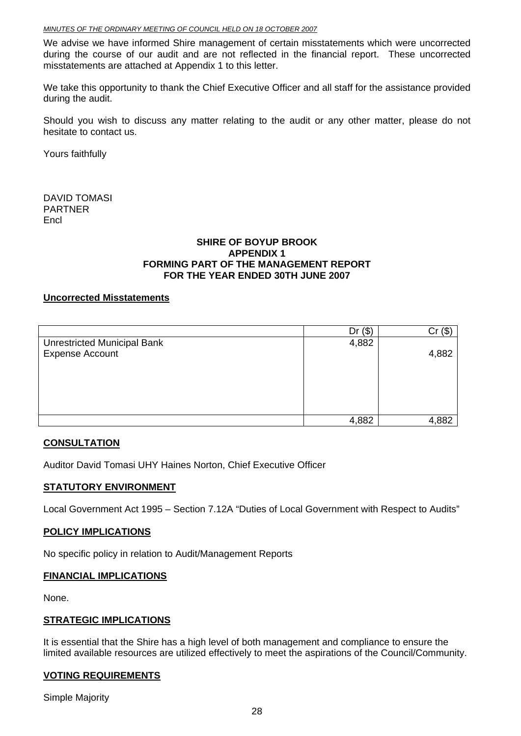We advise we have informed Shire management of certain misstatements which were uncorrected during the course of our audit and are not reflected in the financial report. These uncorrected misstatements are attached at Appendix 1 to this letter.

We take this opportunity to thank the Chief Executive Officer and all staff for the assistance provided during the audit.

Should you wish to discuss any matter relating to the audit or any other matter, please do not hesitate to contact us.

Yours faithfully

DAVID TOMASI
PARTNER
Encl

**SHIRE OF BOYUP BROOK**
**APPENDIX 1**
**FORMING PART OF THE MANAGEMENT REPORT**
**FOR THE YEAR ENDED 30TH JUNE 2007**

**Uncorrected Misstatements**

| | Dr ($) | Cr ($) |
|---|---|---|
| Unrestricted Municipal Bank | 4,882 | |
| Expense Account | | 4,882 |
| | 4,882 | 4,882 |

## CONSULTATION

Auditor David Tomasi UHY Haines Norton, Chief Executive Officer

## STATUTORY ENVIRONMENT

Local Government Act 1995 – Section 7.12A "Duties of Local Government with Respect to Audits"

## POLICY IMPLICATIONS

No specific policy in relation to Audit/Management Reports

## FINANCIAL IMPLICATIONS

None.

## STRATEGIC IMPLICATIONS

It is essential that the Shire has a high level of both management and compliance to ensure the limited available resources are utilized effectively to meet the aspirations of the Council/Community.

## VOTING REQUIREMENTS

Simple Majority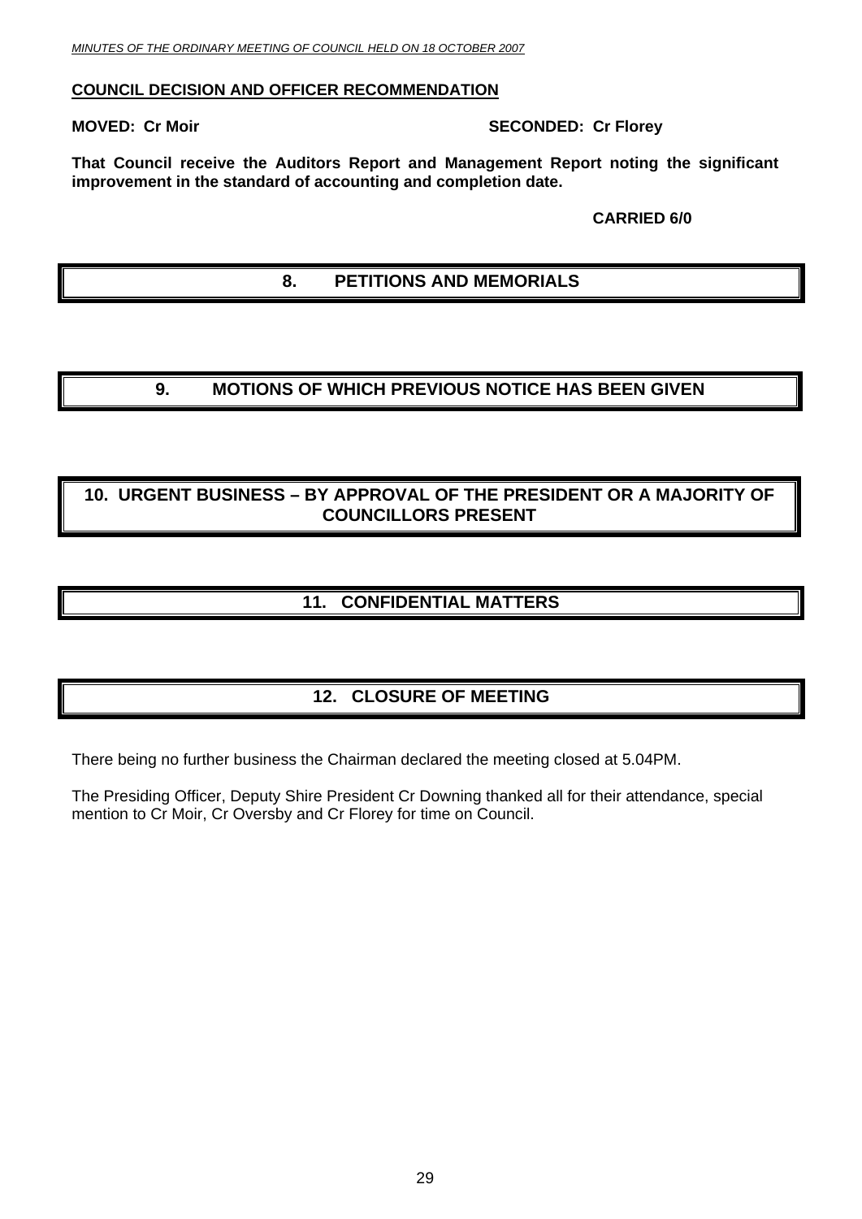**COUNCIL DECISION AND OFFICER RECOMMENDATION**

**MOVED: Cr Moir** **SECONDED: Cr Florey**

**That Council receive the Auditors Report and Management Report noting the significant improvement in the standard of accounting and completion date.**

**CARRIED 6/0**

## 8. PETITIONS AND MEMORIALS

## 9. MOTIONS OF WHICH PREVIOUS NOTICE HAS BEEN GIVEN

## 10. URGENT BUSINESS – BY APPROVAL OF THE PRESIDENT OR A MAJORITY OF COUNCILLORS PRESENT

## 11. CONFIDENTIAL MATTERS

## 12. CLOSURE OF MEETING

There being no further business the Chairman declared the meeting closed at 5.04PM.

The Presiding Officer, Deputy Shire President Cr Downing thanked all for their attendance, special mention to Cr Moir, Cr Oversby and Cr Florey for time on Council.